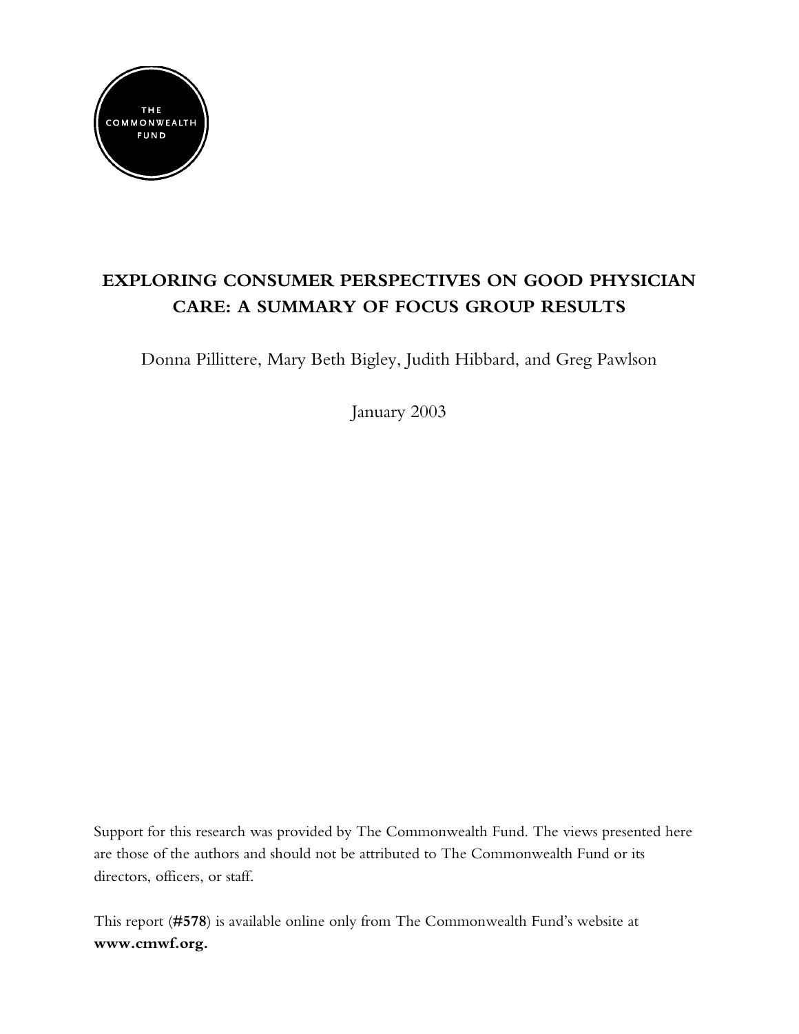THE COMMONWEALTH FUND

# EXPLORING CONSUMER PERSPECTIVES ON GOOD PHYSICIAN CARE: A SUMMARY OF FOCUS GROUP RESULTS

Donna Pillittere, Mary Beth Bigley, Judith Hibbard, and Greg Pawlson

January 2003

Support for this research was provided by The Commonwealth Fund. The views presented here are those of the authors and should not be attributed to The Commonwealth Fund or its directors, officers, or staff.

This report (**#578**) is available online only from The Commonwealth Fund's website at **www.cmwf.org.**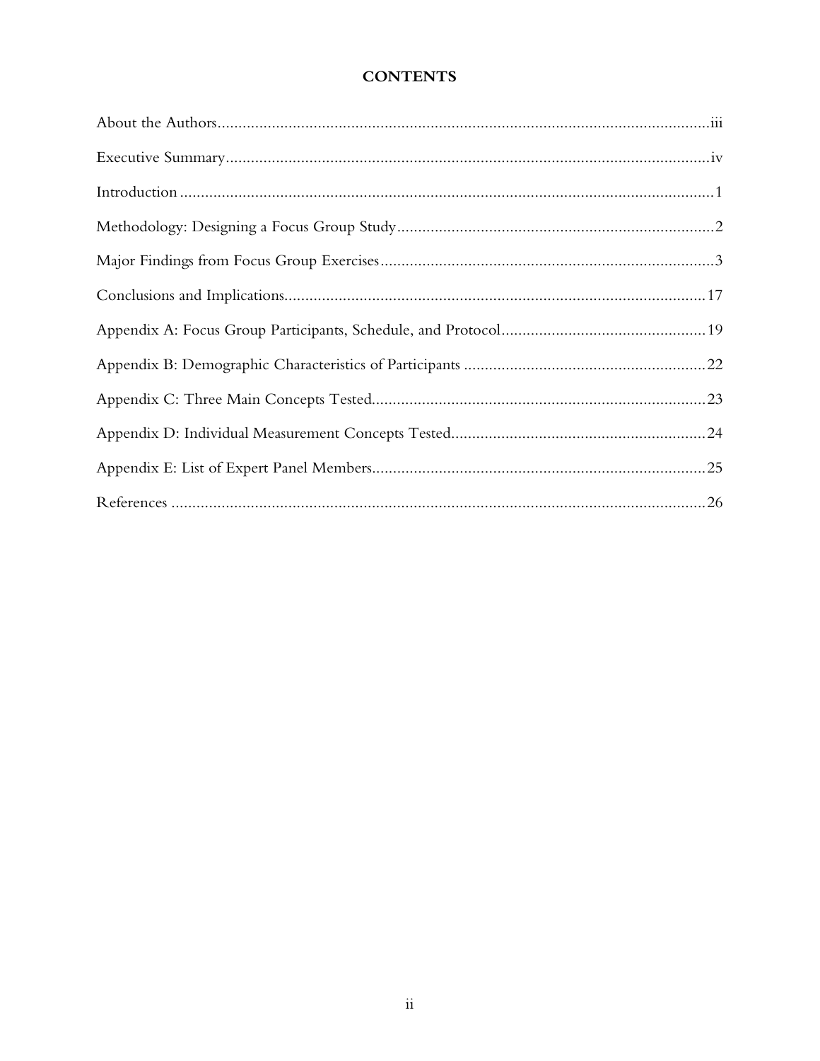# CONTENTS

About the Authors....................................................................................................................iii

Executive Summary...................................................................................................................iv

Introduction ..............................................................................................................................1

Methodology: Designing a Focus Group Study..........................................................................2

Major Findings from Focus Group Exercises...............................................................................3

Conclusions and Implications....................................................................................................17

Appendix A: Focus Group Participants, Schedule, and Protocol................................................19

Appendix B: Demographic Characteristics of Participants ........................................................22

Appendix C: Three Main Concepts Tested................................................................................23

Appendix D: Individual Measurement Concepts Tested............................................................24

Appendix E: List of Expert Panel Members...............................................................................25

References ...............................................................................................................................26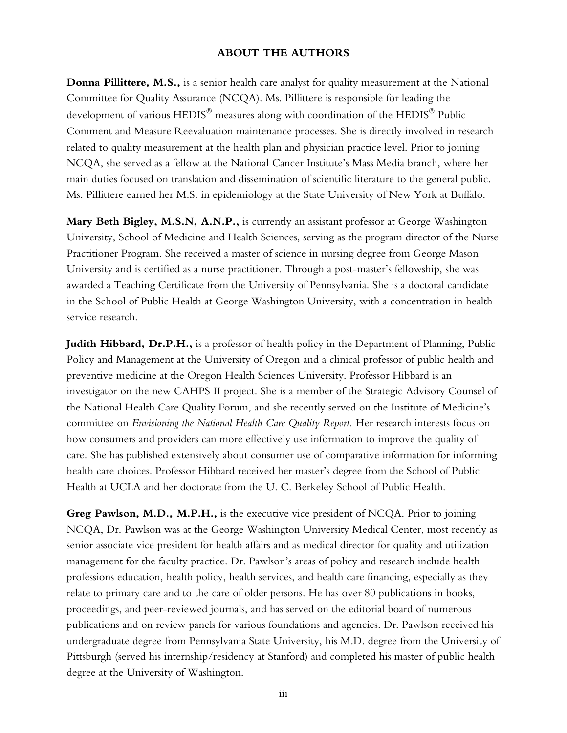## ABOUT THE AUTHORS

**Donna Pillittere, M.S.,** is a senior health care analyst for quality measurement at the National Committee for Quality Assurance (NCQA). Ms. Pillittere is responsible for leading the development of various HEDIS® measures along with coordination of the HEDIS® Public Comment and Measure Reevaluation maintenance processes. She is directly involved in research related to quality measurement at the health plan and physician practice level. Prior to joining NCQA, she served as a fellow at the National Cancer Institute's Mass Media branch, where her main duties focused on translation and dissemination of scientific literature to the general public. Ms. Pillittere earned her M.S. in epidemiology at the State University of New York at Buffalo.

**Mary Beth Bigley, M.S.N, A.N.P.,** is currently an assistant professor at George Washington University, School of Medicine and Health Sciences, serving as the program director of the Nurse Practitioner Program. She received a master of science in nursing degree from George Mason University and is certified as a nurse practitioner. Through a post-master's fellowship, she was awarded a Teaching Certificate from the University of Pennsylvania. She is a doctoral candidate in the School of Public Health at George Washington University, with a concentration in health service research.

**Judith Hibbard, Dr.P.H.,** is a professor of health policy in the Department of Planning, Public Policy and Management at the University of Oregon and a clinical professor of public health and preventive medicine at the Oregon Health Sciences University. Professor Hibbard is an investigator on the new CAHPS II project. She is a member of the Strategic Advisory Counsel of the National Health Care Quality Forum, and she recently served on the Institute of Medicine's committee on *Envisioning the National Health Care Quality Report.* Her research interests focus on how consumers and providers can more effectively use information to improve the quality of care. She has published extensively about consumer use of comparative information for informing health care choices. Professor Hibbard received her master's degree from the School of Public Health at UCLA and her doctorate from the U. C. Berkeley School of Public Health.

**Greg Pawlson, M.D., M.P.H.,** is the executive vice president of NCQA. Prior to joining NCQA, Dr. Pawlson was at the George Washington University Medical Center, most recently as senior associate vice president for health affairs and as medical director for quality and utilization management for the faculty practice. Dr. Pawlson's areas of policy and research include health professions education, health policy, health services, and health care financing, especially as they relate to primary care and to the care of older persons. He has over 80 publications in books, proceedings, and peer-reviewed journals, and has served on the editorial board of numerous publications and on review panels for various foundations and agencies. Dr. Pawlson received his undergraduate degree from Pennsylvania State University, his M.D. degree from the University of Pittsburgh (served his internship/residency at Stanford) and completed his master of public health degree at the University of Washington.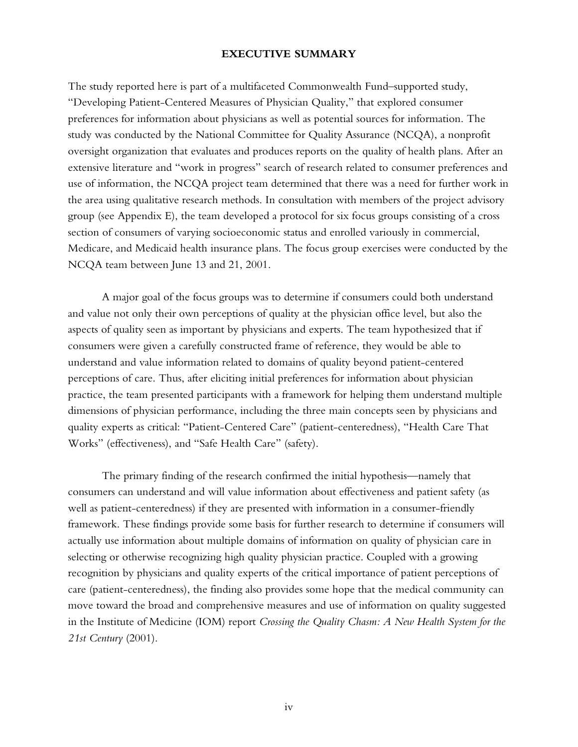# EXECUTIVE SUMMARY

The study reported here is part of a multifaceted Commonwealth Fund–supported study, "Developing Patient-Centered Measures of Physician Quality," that explored consumer preferences for information about physicians as well as potential sources for information. The study was conducted by the National Committee for Quality Assurance (NCQA), a nonprofit oversight organization that evaluates and produces reports on the quality of health plans. After an extensive literature and "work in progress" search of research related to consumer preferences and use of information, the NCQA project team determined that there was a need for further work in the area using qualitative research methods. In consultation with members of the project advisory group (see Appendix E), the team developed a protocol for six focus groups consisting of a cross section of consumers of varying socioeconomic status and enrolled variously in commercial, Medicare, and Medicaid health insurance plans. The focus group exercises were conducted by the NCQA team between June 13 and 21, 2001.

A major goal of the focus groups was to determine if consumers could both understand and value not only their own perceptions of quality at the physician office level, but also the aspects of quality seen as important by physicians and experts. The team hypothesized that if consumers were given a carefully constructed frame of reference, they would be able to understand and value information related to domains of quality beyond patient-centered perceptions of care. Thus, after eliciting initial preferences for information about physician practice, the team presented participants with a framework for helping them understand multiple dimensions of physician performance, including the three main concepts seen by physicians and quality experts as critical: "Patient-Centered Care" (patient-centeredness), "Health Care That Works" (effectiveness), and "Safe Health Care" (safety).

The primary finding of the research confirmed the initial hypothesis—namely that consumers can understand and will value information about effectiveness and patient safety (as well as patient-centeredness) if they are presented with information in a consumer-friendly framework. These findings provide some basis for further research to determine if consumers will actually use information about multiple domains of information on quality of physician care in selecting or otherwise recognizing high quality physician practice. Coupled with a growing recognition by physicians and quality experts of the critical importance of patient perceptions of care (patient-centeredness), the finding also provides some hope that the medical community can move toward the broad and comprehensive measures and use of information on quality suggested in the Institute of Medicine (IOM) report *Crossing the Quality Chasm: A New Health System for the 21st Century* (2001).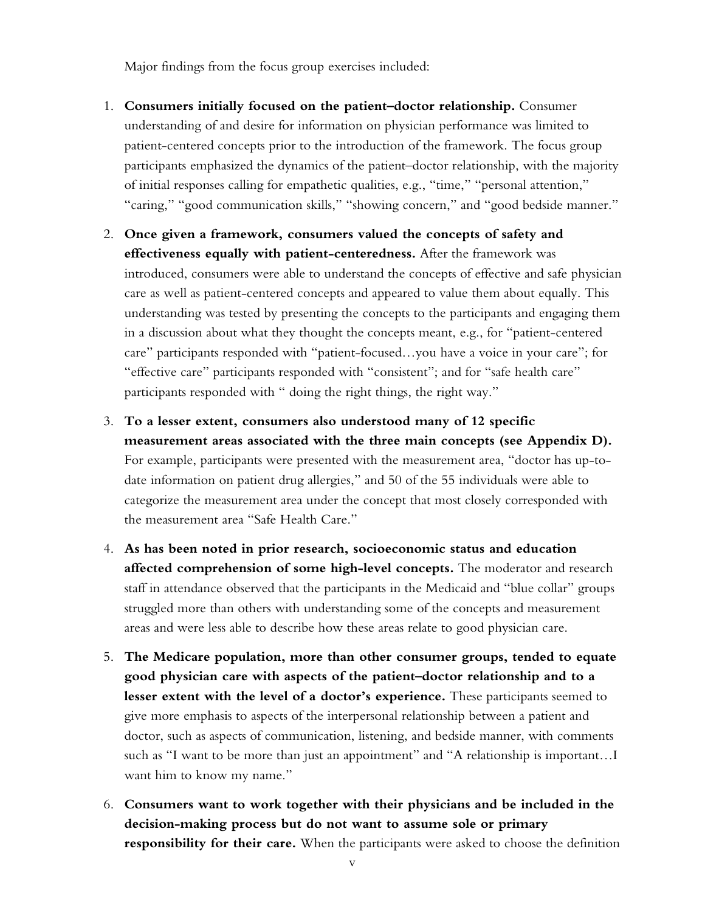Major findings from the focus group exercises included:

1. **Consumers initially focused on the patient–doctor relationship.** Consumer understanding of and desire for information on physician performance was limited to patient-centered concepts prior to the introduction of the framework. The focus group participants emphasized the dynamics of the patient–doctor relationship, with the majority of initial responses calling for empathetic qualities, e.g., "time," "personal attention," "caring," "good communication skills," "showing concern," and "good bedside manner."

2. **Once given a framework, consumers valued the concepts of safety and effectiveness equally with patient-centeredness.** After the framework was introduced, consumers were able to understand the concepts of effective and safe physician care as well as patient-centered concepts and appeared to value them about equally. This understanding was tested by presenting the concepts to the participants and engaging them in a discussion about what they thought the concepts meant, e.g., for "patient-centered care" participants responded with "patient-focused…you have a voice in your care"; for "effective care" participants responded with "consistent"; and for "safe health care" participants responded with " doing the right things, the right way."

3. **To a lesser extent, consumers also understood many of 12 specific measurement areas associated with the three main concepts (see Appendix D).** For example, participants were presented with the measurement area, "doctor has up-to-date information on patient drug allergies," and 50 of the 55 individuals were able to categorize the measurement area under the concept that most closely corresponded with the measurement area "Safe Health Care."

4. **As has been noted in prior research, socioeconomic status and education affected comprehension of some high-level concepts.** The moderator and research staff in attendance observed that the participants in the Medicaid and "blue collar" groups struggled more than others with understanding some of the concepts and measurement areas and were less able to describe how these areas relate to good physician care.

5. **The Medicare population, more than other consumer groups, tended to equate good physician care with aspects of the patient–doctor relationship and to a lesser extent with the level of a doctor's experience.** These participants seemed to give more emphasis to aspects of the interpersonal relationship between a patient and doctor, such as aspects of communication, listening, and bedside manner, with comments such as "I want to be more than just an appointment" and "A relationship is important…I want him to know my name."

6. **Consumers want to work together with their physicians and be included in the decision-making process but do not want to assume sole or primary responsibility for their care.** When the participants were asked to choose the definition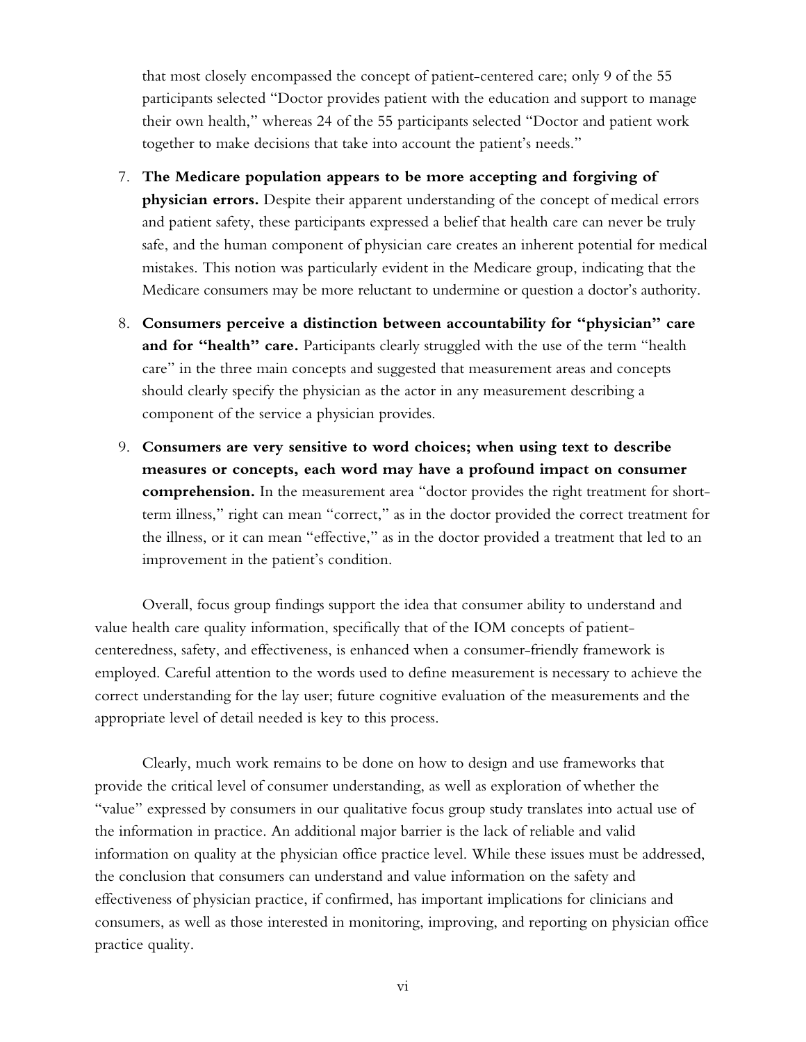that most closely encompassed the concept of patient-centered care; only 9 of the 55 participants selected "Doctor provides patient with the education and support to manage their own health," whereas 24 of the 55 participants selected "Doctor and patient work together to make decisions that take into account the patient's needs."

7. **The Medicare population appears to be more accepting and forgiving of physician errors.** Despite their apparent understanding of the concept of medical errors and patient safety, these participants expressed a belief that health care can never be truly safe, and the human component of physician care creates an inherent potential for medical mistakes. This notion was particularly evident in the Medicare group, indicating that the Medicare consumers may be more reluctant to undermine or question a doctor's authority.

8. **Consumers perceive a distinction between accountability for "physician" care and for "health" care.** Participants clearly struggled with the use of the term "health care" in the three main concepts and suggested that measurement areas and concepts should clearly specify the physician as the actor in any measurement describing a component of the service a physician provides.

9. **Consumers are very sensitive to word choices; when using text to describe measures or concepts, each word may have a profound impact on consumer comprehension.** In the measurement area "doctor provides the right treatment for short-term illness," right can mean "correct," as in the doctor provided the correct treatment for the illness, or it can mean "effective," as in the doctor provided a treatment that led to an improvement in the patient's condition.

Overall, focus group findings support the idea that consumer ability to understand and value health care quality information, specifically that of the IOM concepts of patient-centeredness, safety, and effectiveness, is enhanced when a consumer-friendly framework is employed. Careful attention to the words used to define measurement is necessary to achieve the correct understanding for the lay user; future cognitive evaluation of the measurements and the appropriate level of detail needed is key to this process.

Clearly, much work remains to be done on how to design and use frameworks that provide the critical level of consumer understanding, as well as exploration of whether the "value" expressed by consumers in our qualitative focus group study translates into actual use of the information in practice. An additional major barrier is the lack of reliable and valid information on quality at the physician office practice level. While these issues must be addressed, the conclusion that consumers can understand and value information on the safety and effectiveness of physician practice, if confirmed, has important implications for clinicians and consumers, as well as those interested in monitoring, improving, and reporting on physician office practice quality.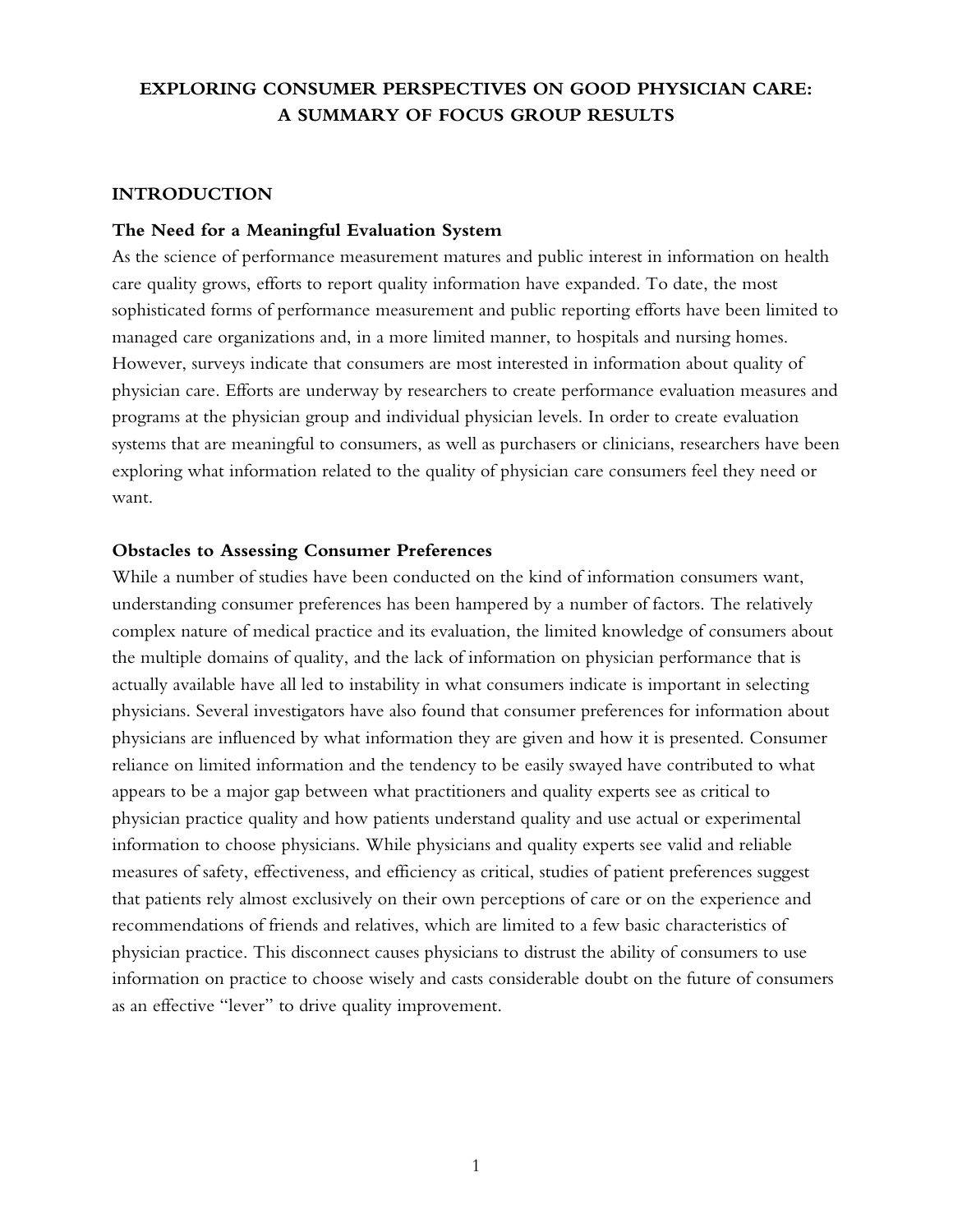# EXPLORING CONSUMER PERSPECTIVES ON GOOD PHYSICIAN CARE: A SUMMARY OF FOCUS GROUP RESULTS

## INTRODUCTION

### The Need for a Meaningful Evaluation System

As the science of performance measurement matures and public interest in information on health care quality grows, efforts to report quality information have expanded. To date, the most sophisticated forms of performance measurement and public reporting efforts have been limited to managed care organizations and, in a more limited manner, to hospitals and nursing homes. However, surveys indicate that consumers are most interested in information about quality of physician care. Efforts are underway by researchers to create performance evaluation measures and programs at the physician group and individual physician levels. In order to create evaluation systems that are meaningful to consumers, as well as purchasers or clinicians, researchers have been exploring what information related to the quality of physician care consumers feel they need or want.

### Obstacles to Assessing Consumer Preferences

While a number of studies have been conducted on the kind of information consumers want, understanding consumer preferences has been hampered by a number of factors. The relatively complex nature of medical practice and its evaluation, the limited knowledge of consumers about the multiple domains of quality, and the lack of information on physician performance that is actually available have all led to instability in what consumers indicate is important in selecting physicians. Several investigators have also found that consumer preferences for information about physicians are influenced by what information they are given and how it is presented. Consumer reliance on limited information and the tendency to be easily swayed have contributed to what appears to be a major gap between what practitioners and quality experts see as critical to physician practice quality and how patients understand quality and use actual or experimental information to choose physicians. While physicians and quality experts see valid and reliable measures of safety, effectiveness, and efficiency as critical, studies of patient preferences suggest that patients rely almost exclusively on their own perceptions of care or on the experience and recommendations of friends and relatives, which are limited to a few basic characteristics of physician practice. This disconnect causes physicians to distrust the ability of consumers to use information on practice to choose wisely and casts considerable doubt on the future of consumers as an effective "lever" to drive quality improvement.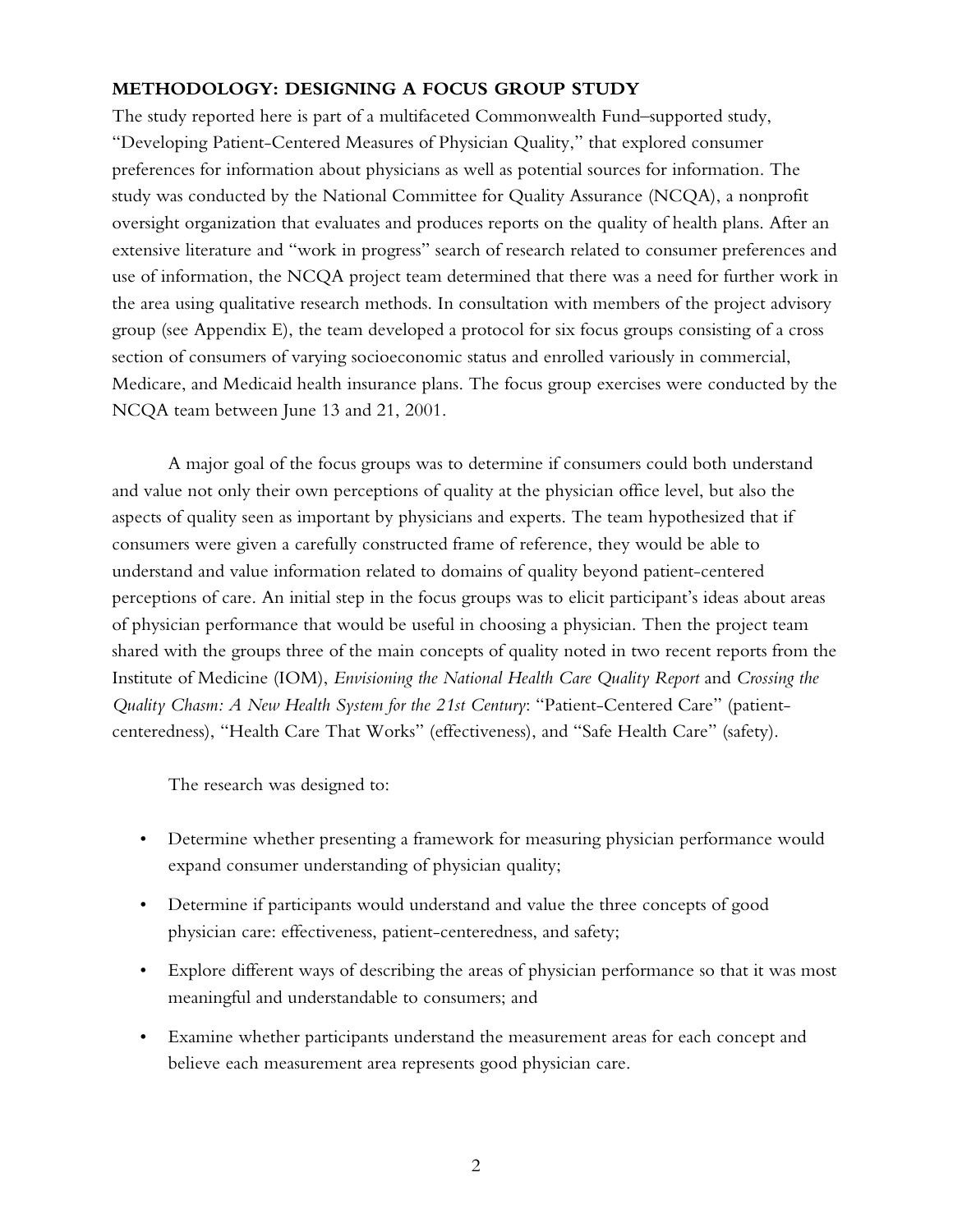## METHODOLOGY: DESIGNING A FOCUS GROUP STUDY

The study reported here is part of a multifaceted Commonwealth Fund–supported study, "Developing Patient-Centered Measures of Physician Quality," that explored consumer preferences for information about physicians as well as potential sources for information. The study was conducted by the National Committee for Quality Assurance (NCQA), a nonprofit oversight organization that evaluates and produces reports on the quality of health plans. After an extensive literature and "work in progress" search of research related to consumer preferences and use of information, the NCQA project team determined that there was a need for further work in the area using qualitative research methods. In consultation with members of the project advisory group (see Appendix E), the team developed a protocol for six focus groups consisting of a cross section of consumers of varying socioeconomic status and enrolled variously in commercial, Medicare, and Medicaid health insurance plans. The focus group exercises were conducted by the NCQA team between June 13 and 21, 2001.

A major goal of the focus groups was to determine if consumers could both understand and value not only their own perceptions of quality at the physician office level, but also the aspects of quality seen as important by physicians and experts. The team hypothesized that if consumers were given a carefully constructed frame of reference, they would be able to understand and value information related to domains of quality beyond patient-centered perceptions of care. An initial step in the focus groups was to elicit participant's ideas about areas of physician performance that would be useful in choosing a physician. Then the project team shared with the groups three of the main concepts of quality noted in two recent reports from the Institute of Medicine (IOM), *Envisioning the National Health Care Quality Report* and *Crossing the Quality Chasm: A New Health System for the 21st Century*: "Patient-Centered Care" (patient-centeredness), "Health Care That Works" (effectiveness), and "Safe Health Care" (safety).

The research was designed to:

- Determine whether presenting a framework for measuring physician performance would expand consumer understanding of physician quality;
- Determine if participants would understand and value the three concepts of good physician care: effectiveness, patient-centeredness, and safety;
- Explore different ways of describing the areas of physician performance so that it was most meaningful and understandable to consumers; and
- Examine whether participants understand the measurement areas for each concept and believe each measurement area represents good physician care.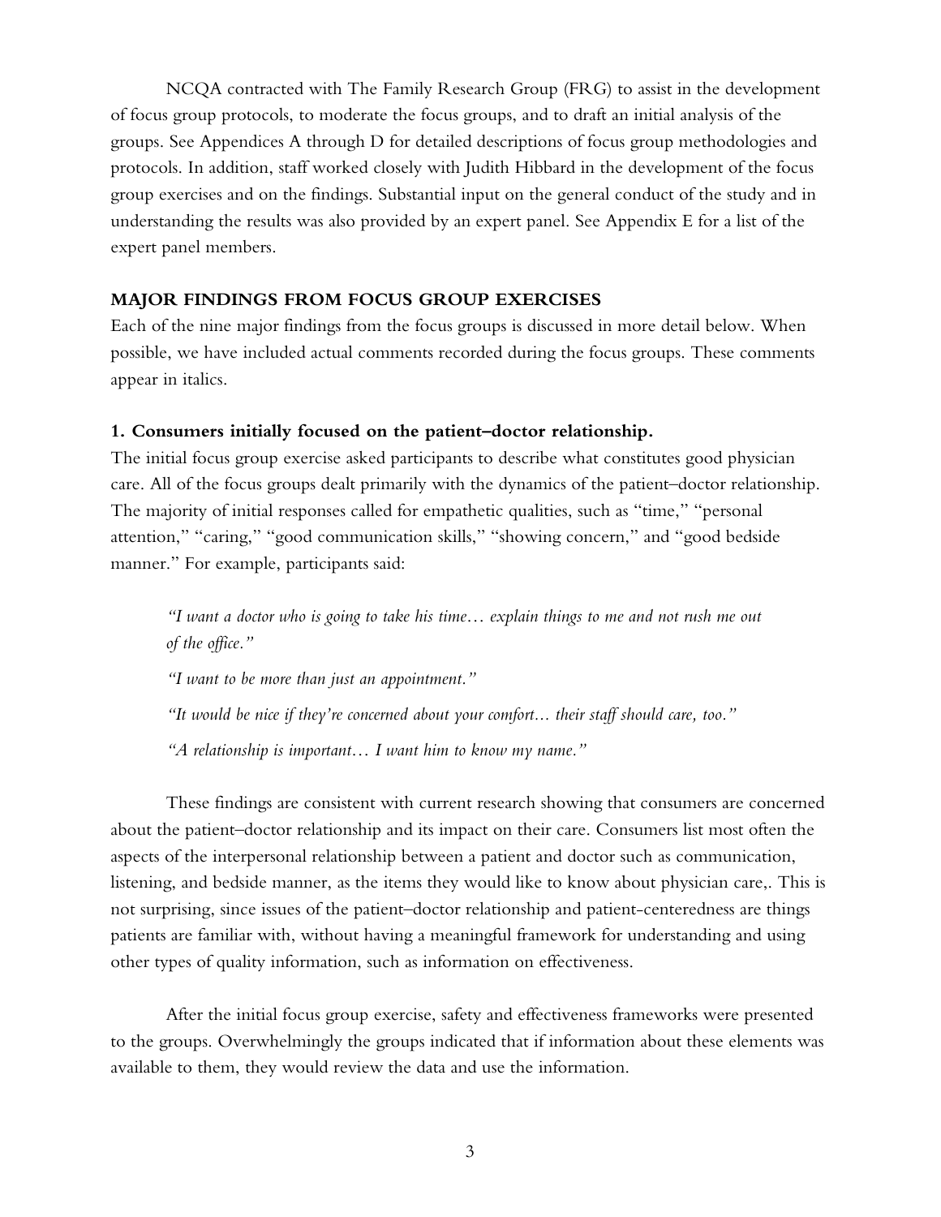NCQA contracted with The Family Research Group (FRG) to assist in the development of focus group protocols, to moderate the focus groups, and to draft an initial analysis of the groups. See Appendices A through D for detailed descriptions of focus group methodologies and protocols. In addition, staff worked closely with Judith Hibbard in the development of the focus group exercises and on the findings. Substantial input on the general conduct of the study and in understanding the results was also provided by an expert panel. See Appendix E for a list of the expert panel members.

## MAJOR FINDINGS FROM FOCUS GROUP EXERCISES

Each of the nine major findings from the focus groups is discussed in more detail below. When possible, we have included actual comments recorded during the focus groups. These comments appear in italics.

### 1. Consumers initially focused on the patient–doctor relationship.

The initial focus group exercise asked participants to describe what constitutes good physician care. All of the focus groups dealt primarily with the dynamics of the patient–doctor relationship. The majority of initial responses called for empathetic qualities, such as "time," "personal attention," "caring," "good communication skills," "showing concern," and "good bedside manner." For example, participants said:

> *"I want a doctor who is going to take his time… explain things to me and not rush me out of the office."*
>
> *"I want to be more than just an appointment."*
>
> *"It would be nice if they're concerned about your comfort… their staff should care, too."*
>
> *"A relationship is important… I want him to know my name."*

These findings are consistent with current research showing that consumers are concerned about the patient–doctor relationship and its impact on their care. Consumers list most often the aspects of the interpersonal relationship between a patient and doctor such as communication, listening, and bedside manner, as the items they would like to know about physician care,. This is not surprising, since issues of the patient–doctor relationship and patient-centeredness are things patients are familiar with, without having a meaningful framework for understanding and using other types of quality information, such as information on effectiveness.

After the initial focus group exercise, safety and effectiveness frameworks were presented to the groups. Overwhelmingly the groups indicated that if information about these elements was available to them, they would review the data and use the information.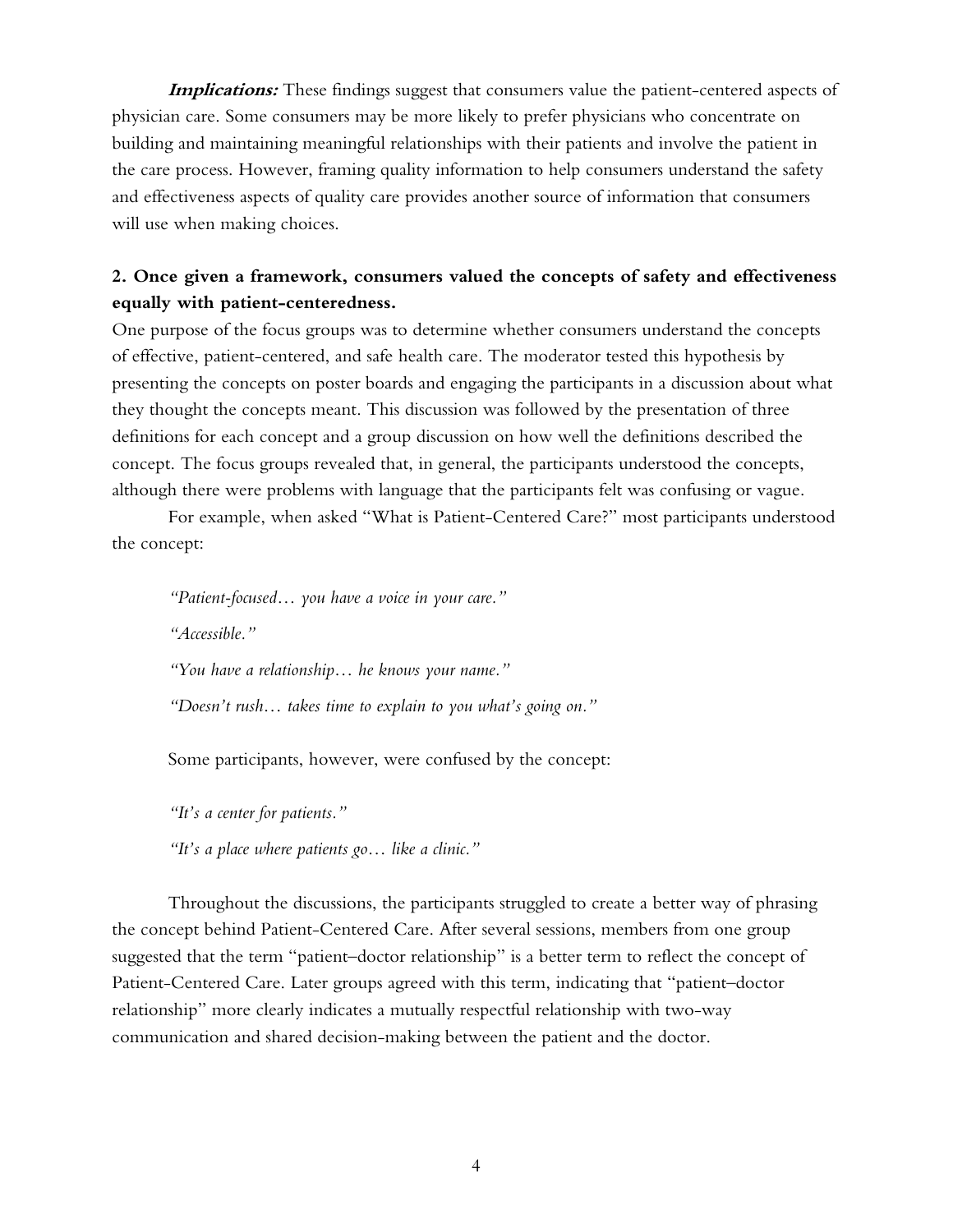***Implications:*** These findings suggest that consumers value the patient-centered aspects of physician care. Some consumers may be more likely to prefer physicians who concentrate on building and maintaining meaningful relationships with their patients and involve the patient in the care process. However, framing quality information to help consumers understand the safety and effectiveness aspects of quality care provides another source of information that consumers will use when making choices.

**2. Once given a framework, consumers valued the concepts of safety and effectiveness equally with patient-centeredness.**

One purpose of the focus groups was to determine whether consumers understand the concepts of effective, patient-centered, and safe health care. The moderator tested this hypothesis by presenting the concepts on poster boards and engaging the participants in a discussion about what they thought the concepts meant. This discussion was followed by the presentation of three definitions for each concept and a group discussion on how well the definitions described the concept. The focus groups revealed that, in general, the participants understood the concepts, although there were problems with language that the participants felt was confusing or vague.

For example, when asked "What is Patient-Centered Care?" most participants understood the concept:

> *"Patient-focused… you have a voice in your care."*
>
> *"Accessible."*
>
> *"You have a relationship… he knows your name."*
>
> *"Doesn't rush… takes time to explain to you what's going on."*

Some participants, however, were confused by the concept:

> *"It's a center for patients."*
>
> *"It's a place where patients go… like a clinic."*

Throughout the discussions, the participants struggled to create a better way of phrasing the concept behind Patient-Centered Care. After several sessions, members from one group suggested that the term "patient–doctor relationship" is a better term to reflect the concept of Patient-Centered Care. Later groups agreed with this term, indicating that "patient–doctor relationship" more clearly indicates a mutually respectful relationship with two-way communication and shared decision-making between the patient and the doctor.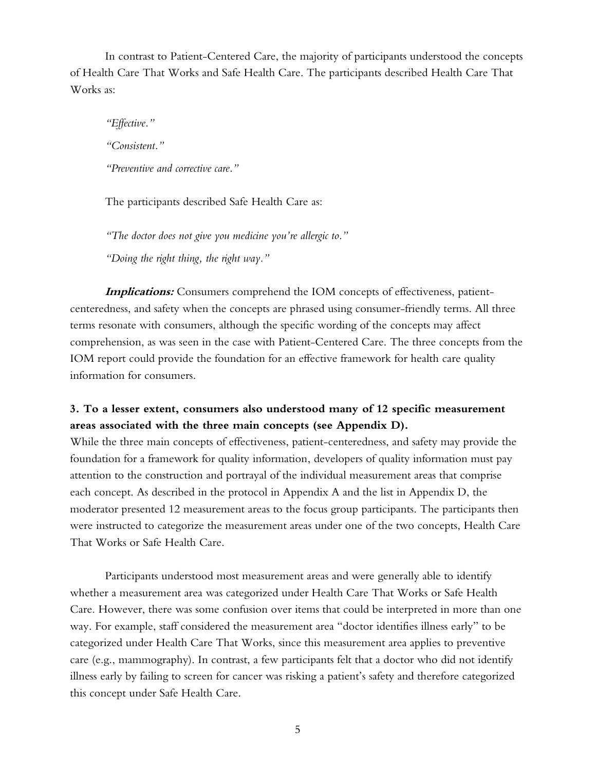In contrast to Patient-Centered Care, the majority of participants understood the concepts of Health Care That Works and Safe Health Care. The participants described Health Care That Works as:

> *"Effective."*
>
> *"Consistent."*
>
> *"Preventive and corrective care."*

The participants described Safe Health Care as:

> *"The doctor does not give you medicine you're allergic to."*
>
> *"Doing the right thing, the right way."*

***Implications:*** Consumers comprehend the IOM concepts of effectiveness, patient-centeredness, and safety when the concepts are phrased using consumer-friendly terms. All three terms resonate with consumers, although the specific wording of the concepts may affect comprehension, as was seen in the case with Patient-Centered Care. The three concepts from the IOM report could provide the foundation for an effective framework for health care quality information for consumers.

**3. To a lesser extent, consumers also understood many of 12 specific measurement areas associated with the three main concepts (see Appendix D).**

While the three main concepts of effectiveness, patient-centeredness, and safety may provide the foundation for a framework for quality information, developers of quality information must pay attention to the construction and portrayal of the individual measurement areas that comprise each concept. As described in the protocol in Appendix A and the list in Appendix D, the moderator presented 12 measurement areas to the focus group participants. The participants then were instructed to categorize the measurement areas under one of the two concepts, Health Care That Works or Safe Health Care.

Participants understood most measurement areas and were generally able to identify whether a measurement area was categorized under Health Care That Works or Safe Health Care. However, there was some confusion over items that could be interpreted in more than one way. For example, staff considered the measurement area "doctor identifies illness early" to be categorized under Health Care That Works, since this measurement area applies to preventive care (e.g., mammography). In contrast, a few participants felt that a doctor who did not identify illness early by failing to screen for cancer was risking a patient's safety and therefore categorized this concept under Safe Health Care.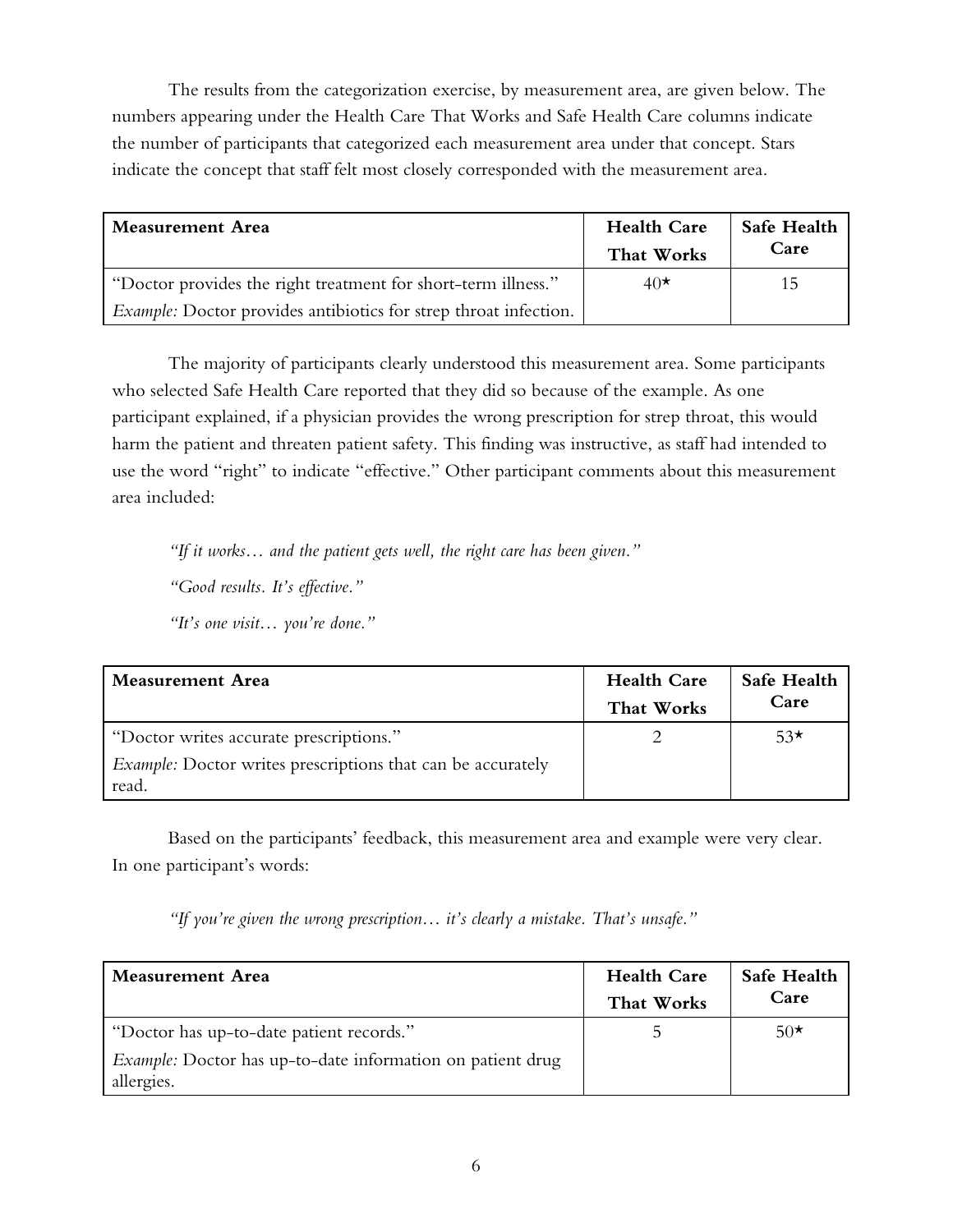The results from the categorization exercise, by measurement area, are given below. The numbers appearing under the Health Care That Works and Safe Health Care columns indicate the number of participants that categorized each measurement area under that concept. Stars indicate the concept that staff felt most closely corresponded with the measurement area.

| Measurement Area | Health Care That Works | Safe Health Care |
|---|---|---|
| "Doctor provides the right treatment for short-term illness."<br>*Example:* Doctor provides antibiotics for strep throat infection. | 40★ | 15 |

The majority of participants clearly understood this measurement area. Some participants who selected Safe Health Care reported that they did so because of the example. As one participant explained, if a physician provides the wrong prescription for strep throat, this would harm the patient and threaten patient safety. This finding was instructive, as staff had intended to use the word "right" to indicate "effective." Other participant comments about this measurement area included:

*"If it works… and the patient gets well, the right care has been given."*

*"Good results. It's effective."*

*"It's one visit… you're done."*

| Measurement Area | Health Care That Works | Safe Health Care |
|---|---|---|
| "Doctor writes accurate prescriptions."<br>*Example:* Doctor writes prescriptions that can be accurately read. | 2 | 53★ |

Based on the participants' feedback, this measurement area and example were very clear. In one participant's words:

*"If you're given the wrong prescription… it's clearly a mistake. That's unsafe."*

| Measurement Area | Health Care That Works | Safe Health Care |
|---|---|---|
| "Doctor has up-to-date patient records."<br>*Example:* Doctor has up-to-date information on patient drug allergies. | 5 | 50★ |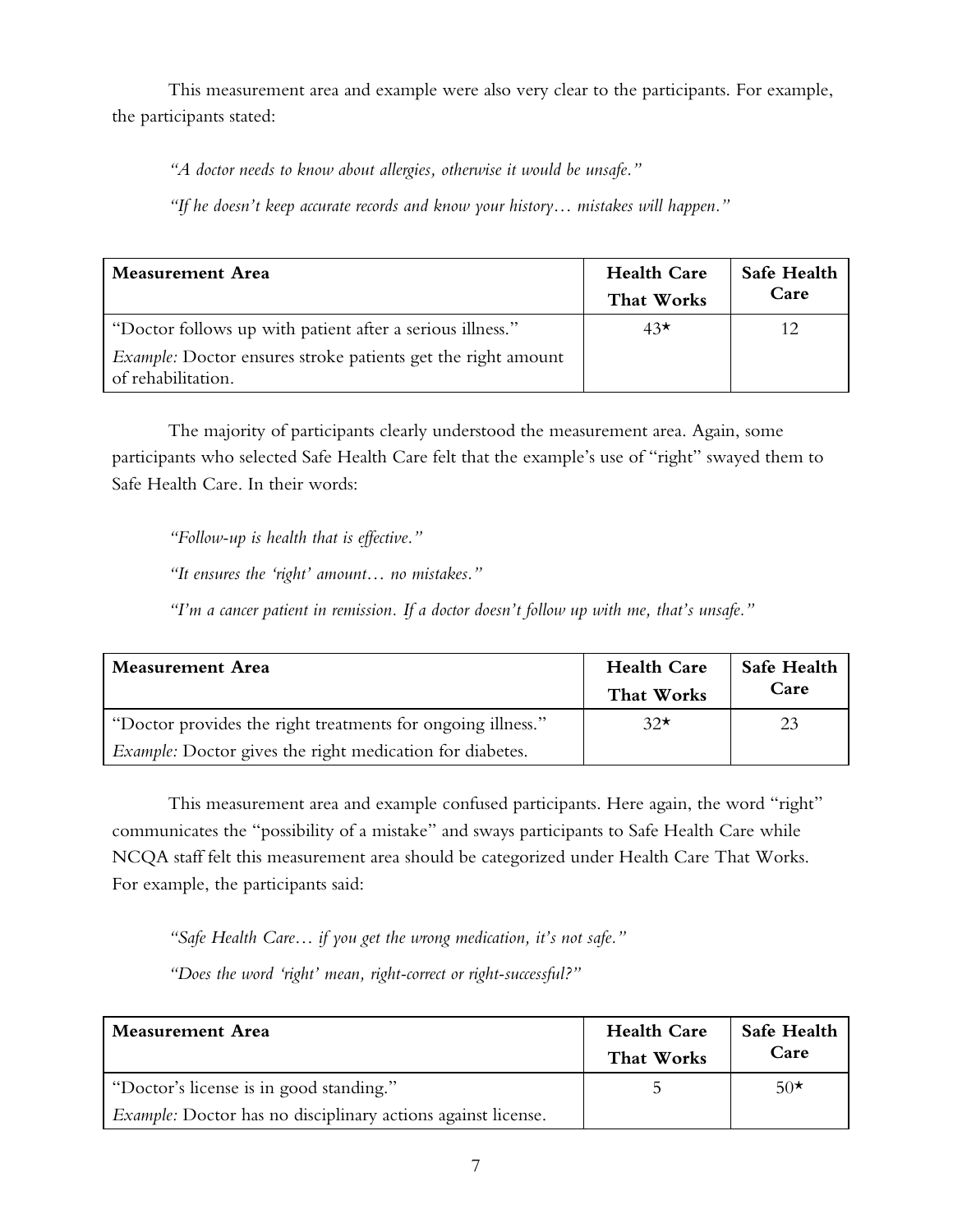This measurement area and example were also very clear to the participants. For example, the participants stated:

*"A doctor needs to know about allergies, otherwise it would be unsafe."*

*"If he doesn't keep accurate records and know your history… mistakes will happen."*

| Measurement Area | Health Care That Works | Safe Health Care |
|---|---|---|
| "Doctor follows up with patient after a serious illness." | 43★ | 12 |
| *Example:* Doctor ensures stroke patients get the right amount of rehabilitation. | | |

The majority of participants clearly understood the measurement area. Again, some participants who selected Safe Health Care felt that the example's use of "right" swayed them to Safe Health Care. In their words:

*"Follow-up is health that is effective."*

*"It ensures the 'right' amount… no mistakes."*

*"I'm a cancer patient in remission. If a doctor doesn't follow up with me, that's unsafe."*

| Measurement Area | Health Care That Works | Safe Health Care |
|---|---|---|
| "Doctor provides the right treatments for ongoing illness." | 32★ | 23 |
| *Example:* Doctor gives the right medication for diabetes. | | |

This measurement area and example confused participants. Here again, the word "right" communicates the "possibility of a mistake" and sways participants to Safe Health Care while NCQA staff felt this measurement area should be categorized under Health Care That Works. For example, the participants said:

*"Safe Health Care… if you get the wrong medication, it's not safe."*

*"Does the word 'right' mean, right-correct or right-successful?"*

| Measurement Area | Health Care That Works | Safe Health Care |
|---|---|---|
| "Doctor's license is in good standing." | 5 | 50★ |
| *Example:* Doctor has no disciplinary actions against license. | | |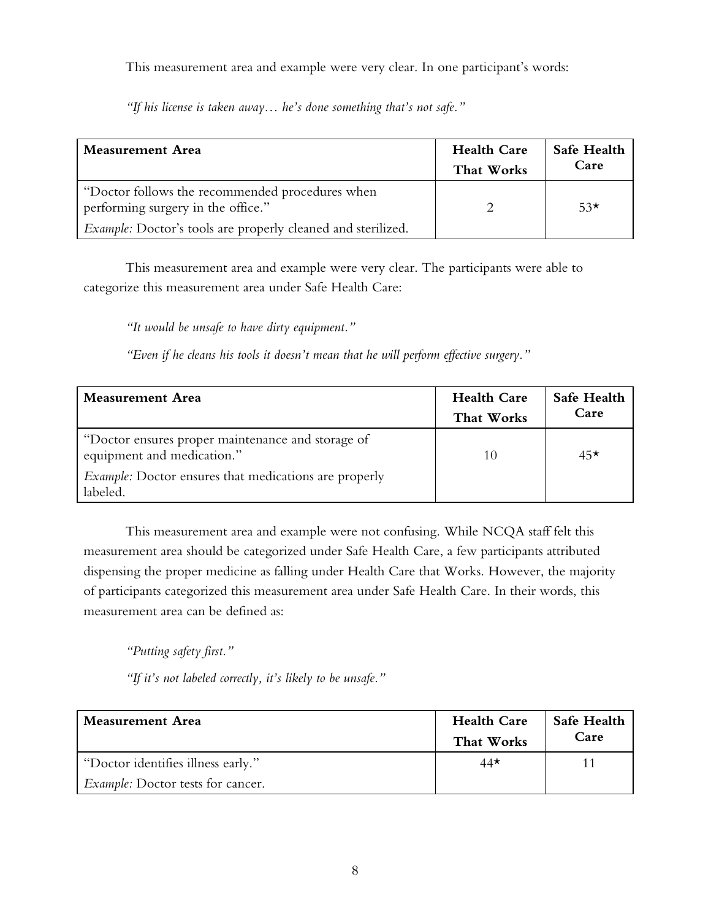This measurement area and example were very clear. In one participant's words:

*"If his license is taken away… he's done something that's not safe."*

| Measurement Area | Health Care That Works | Safe Health Care |
|---|---|---|
| "Doctor follows the recommended procedures when performing surgery in the office." *Example:* Doctor's tools are properly cleaned and sterilized. | 2 | 53* |

This measurement area and example were very clear. The participants were able to categorize this measurement area under Safe Health Care:

*"It would be unsafe to have dirty equipment."*

*"Even if he cleans his tools it doesn't mean that he will perform effective surgery."*

| Measurement Area | Health Care That Works | Safe Health Care |
|---|---|---|
| "Doctor ensures proper maintenance and storage of equipment and medication." *Example:* Doctor ensures that medications are properly labeled. | 10 | 45* |

This measurement area and example were not confusing. While NCQA staff felt this measurement area should be categorized under Safe Health Care, a few participants attributed dispensing the proper medicine as falling under Health Care that Works. However, the majority of participants categorized this measurement area under Safe Health Care. In their words, this measurement area can be defined as:

*"Putting safety first."*

*"If it's not labeled correctly, it's likely to be unsafe."*

| Measurement Area | Health Care That Works | Safe Health Care |
|---|---|---|
| "Doctor identifies illness early." *Example:* Doctor tests for cancer. | 44* | 11 |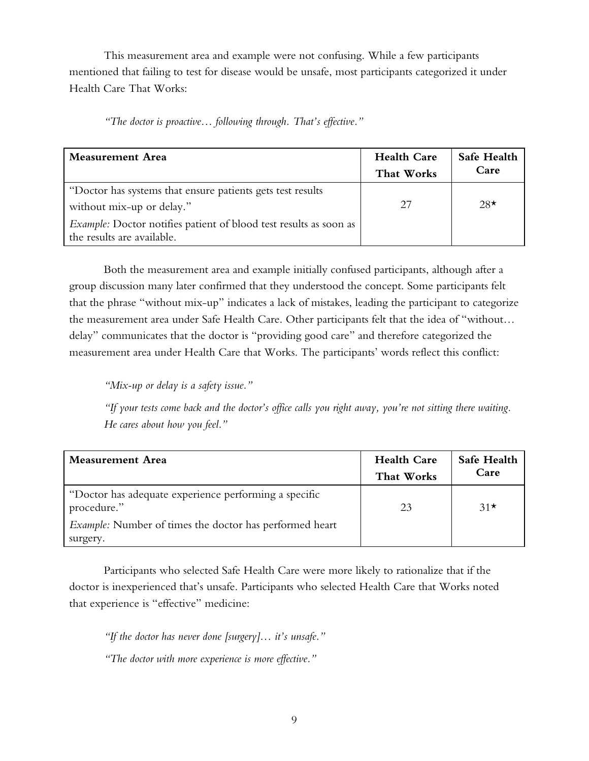This measurement area and example were not confusing. While a few participants mentioned that failing to test for disease would be unsafe, most participants categorized it under Health Care That Works:

*"The doctor is proactive… following through. That's effective."*

| Measurement Area | Health Care That Works | Safe Health Care |
|---|---|---|
| "Doctor has systems that ensure patients gets test results without mix-up or delay." *Example:* Doctor notifies patient of blood test results as soon as the results are available. | 27 | 28★ |

Both the measurement area and example initially confused participants, although after a group discussion many later confirmed that they understood the concept. Some participants felt that the phrase "without mix-up" indicates a lack of mistakes, leading the participant to categorize the measurement area under Safe Health Care. Other participants felt that the idea of "without… delay" communicates that the doctor is "providing good care" and therefore categorized the measurement area under Health Care that Works. The participants' words reflect this conflict:

*"Mix-up or delay is a safety issue."*

*"If your tests come back and the doctor's office calls you right away, you're not sitting there waiting. He cares about how you feel."*

| Measurement Area | Health Care That Works | Safe Health Care |
|---|---|---|
| "Doctor has adequate experience performing a specific procedure." *Example:* Number of times the doctor has performed heart surgery. | 23 | 31★ |

Participants who selected Safe Health Care were more likely to rationalize that if the doctor is inexperienced that's unsafe. Participants who selected Health Care that Works noted that experience is "effective" medicine:

*"If the doctor has never done [surgery]… it's unsafe."*

*"The doctor with more experience is more effective."*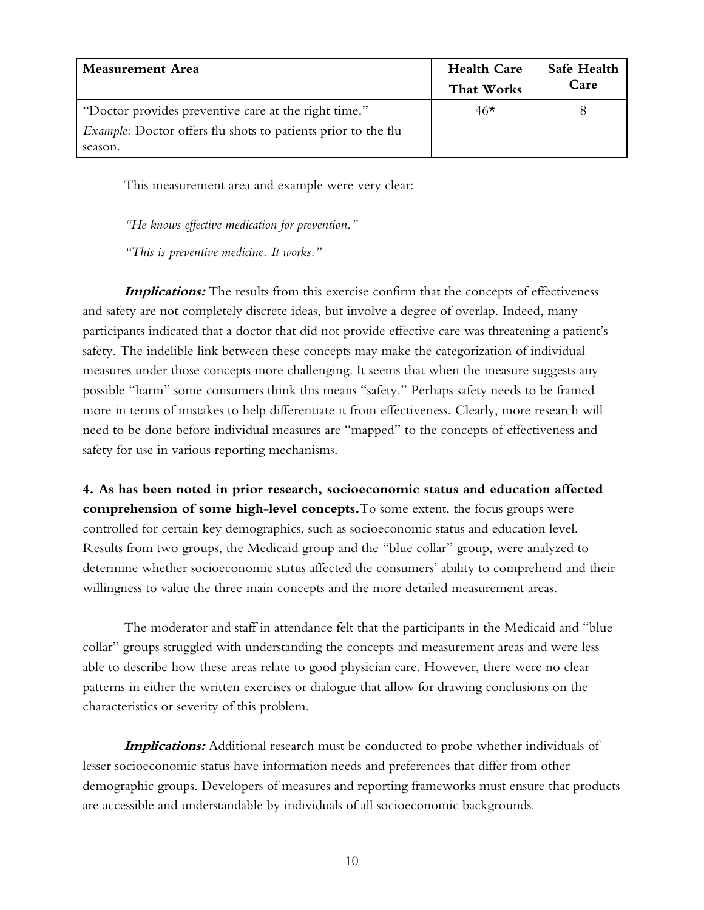| Measurement Area | Health Care That Works | Safe Health Care |
| --- | --- | --- |
| "Doctor provides preventive care at the right time." *Example:* Doctor offers flu shots to patients prior to the flu season. | 46* | 8 |

This measurement area and example were very clear:

*"He knows effective medication for prevention."*

*"This is preventive medicine. It works."*

***Implications:*** The results from this exercise confirm that the concepts of effectiveness and safety are not completely discrete ideas, but involve a degree of overlap. Indeed, many participants indicated that a doctor that did not provide effective care was threatening a patient's safety. The indelible link between these concepts may make the categorization of individual measures under those concepts more challenging. It seems that when the measure suggests any possible "harm" some consumers think this means "safety." Perhaps safety needs to be framed more in terms of mistakes to help differentiate it from effectiveness. Clearly, more research will need to be done before individual measures are "mapped" to the concepts of effectiveness and safety for use in various reporting mechanisms.

**4. As has been noted in prior research, socioeconomic status and education affected comprehension of some high-level concepts.** To some extent, the focus groups were controlled for certain key demographics, such as socioeconomic status and education level. Results from two groups, the Medicaid group and the "blue collar" group, were analyzed to determine whether socioeconomic status affected the consumers' ability to comprehend and their willingness to value the three main concepts and the more detailed measurement areas.

The moderator and staff in attendance felt that the participants in the Medicaid and "blue collar" groups struggled with understanding the concepts and measurement areas and were less able to describe how these areas relate to good physician care. However, there were no clear patterns in either the written exercises or dialogue that allow for drawing conclusions on the characteristics or severity of this problem.

***Implications:*** Additional research must be conducted to probe whether individuals of lesser socioeconomic status have information needs and preferences that differ from other demographic groups. Developers of measures and reporting frameworks must ensure that products are accessible and understandable by individuals of all socioeconomic backgrounds.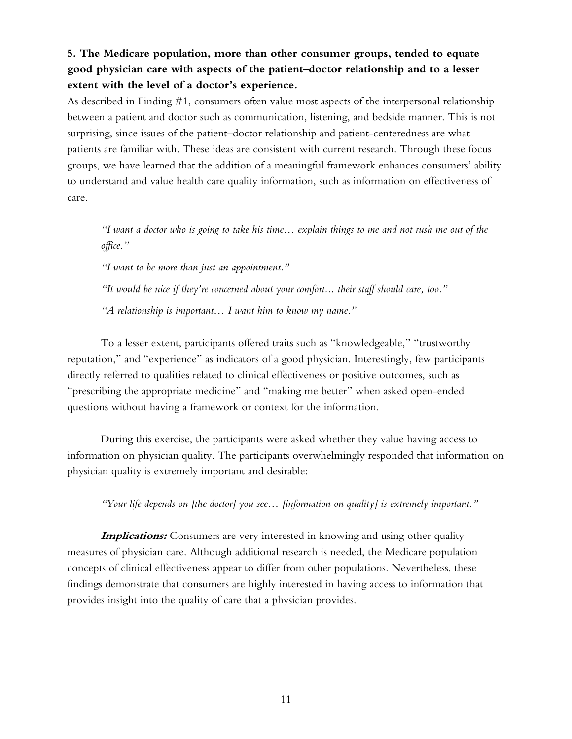**5. The Medicare population, more than other consumer groups, tended to equate good physician care with aspects of the patient–doctor relationship and to a lesser extent with the level of a doctor's experience.**

As described in Finding #1, consumers often value most aspects of the interpersonal relationship between a patient and doctor such as communication, listening, and bedside manner. This is not surprising, since issues of the patient–doctor relationship and patient-centeredness are what patients are familiar with. These ideas are consistent with current research. Through these focus groups, we have learned that the addition of a meaningful framework enhances consumers' ability to understand and value health care quality information, such as information on effectiveness of care.

> *"I want a doctor who is going to take his time… explain things to me and not rush me out of the office."*
>
> *"I want to be more than just an appointment."*
>
> *"It would be nice if they're concerned about your comfort... their staff should care, too."*
>
> *"A relationship is important… I want him to know my name."*

To a lesser extent, participants offered traits such as "knowledgeable," "trustworthy reputation," and "experience" as indicators of a good physician. Interestingly, few participants directly referred to qualities related to clinical effectiveness or positive outcomes, such as "prescribing the appropriate medicine" and "making me better" when asked open-ended questions without having a framework or context for the information.

During this exercise, the participants were asked whether they value having access to information on physician quality. The participants overwhelmingly responded that information on physician quality is extremely important and desirable:

> *"Your life depends on [the doctor] you see… [information on quality] is extremely important."*

***Implications:*** Consumers are very interested in knowing and using other quality measures of physician care. Although additional research is needed, the Medicare population concepts of clinical effectiveness appear to differ from other populations. Nevertheless, these findings demonstrate that consumers are highly interested in having access to information that provides insight into the quality of care that a physician provides.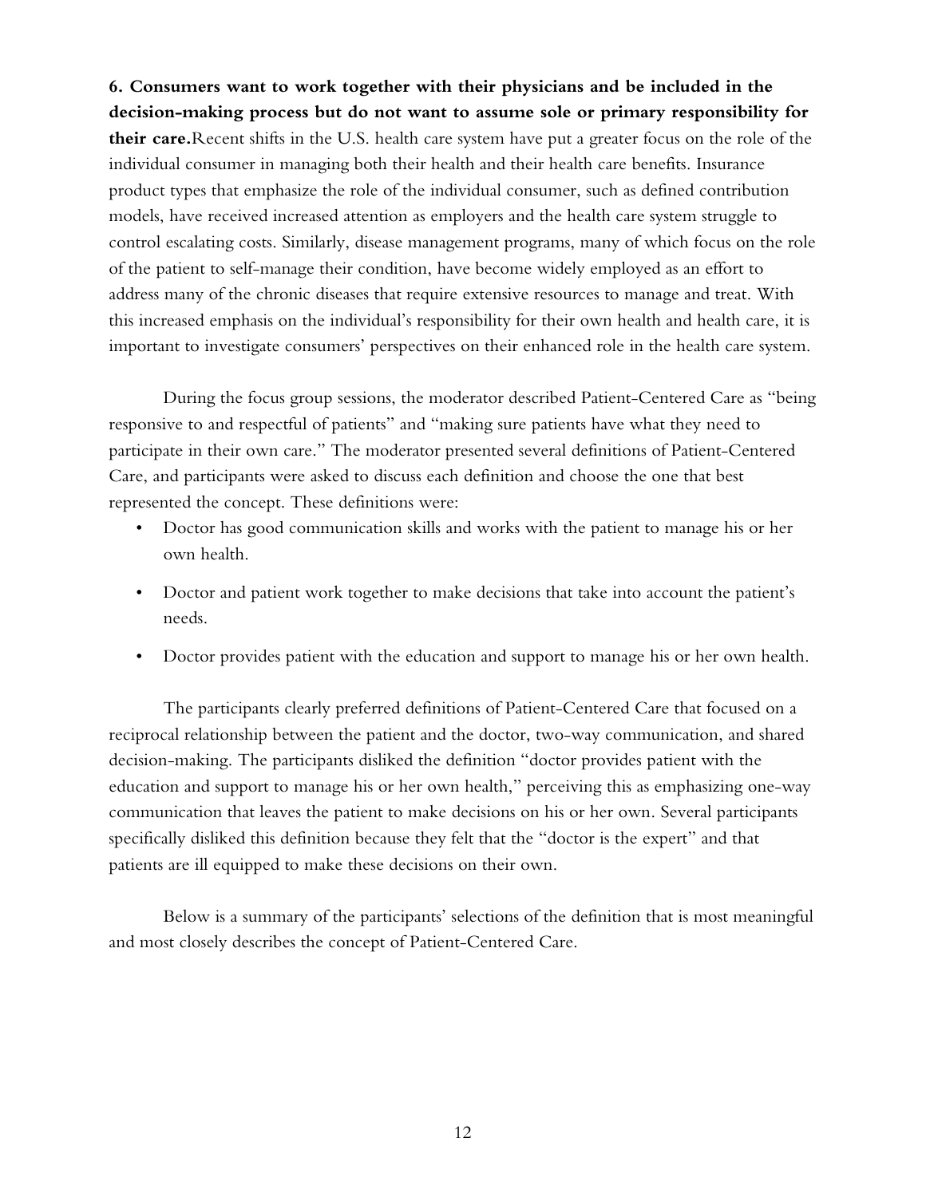**6. Consumers want to work together with their physicians and be included in the decision-making process but do not want to assume sole or primary responsibility for their care.** Recent shifts in the U.S. health care system have put a greater focus on the role of the individual consumer in managing both their health and their health care benefits. Insurance product types that emphasize the role of the individual consumer, such as defined contribution models, have received increased attention as employers and the health care system struggle to control escalating costs. Similarly, disease management programs, many of which focus on the role of the patient to self-manage their condition, have become widely employed as an effort to address many of the chronic diseases that require extensive resources to manage and treat. With this increased emphasis on the individual's responsibility for their own health and health care, it is important to investigate consumers' perspectives on their enhanced role in the health care system.

During the focus group sessions, the moderator described Patient-Centered Care as "being responsive to and respectful of patients" and "making sure patients have what they need to participate in their own care." The moderator presented several definitions of Patient-Centered Care, and participants were asked to discuss each definition and choose the one that best represented the concept. These definitions were:

- Doctor has good communication skills and works with the patient to manage his or her own health.
- Doctor and patient work together to make decisions that take into account the patient's needs.
- Doctor provides patient with the education and support to manage his or her own health.

The participants clearly preferred definitions of Patient-Centered Care that focused on a reciprocal relationship between the patient and the doctor, two-way communication, and shared decision-making. The participants disliked the definition "doctor provides patient with the education and support to manage his or her own health," perceiving this as emphasizing one-way communication that leaves the patient to make decisions on his or her own. Several participants specifically disliked this definition because they felt that the "doctor is the expert" and that patients are ill equipped to make these decisions on their own.

Below is a summary of the participants' selections of the definition that is most meaningful and most closely describes the concept of Patient-Centered Care.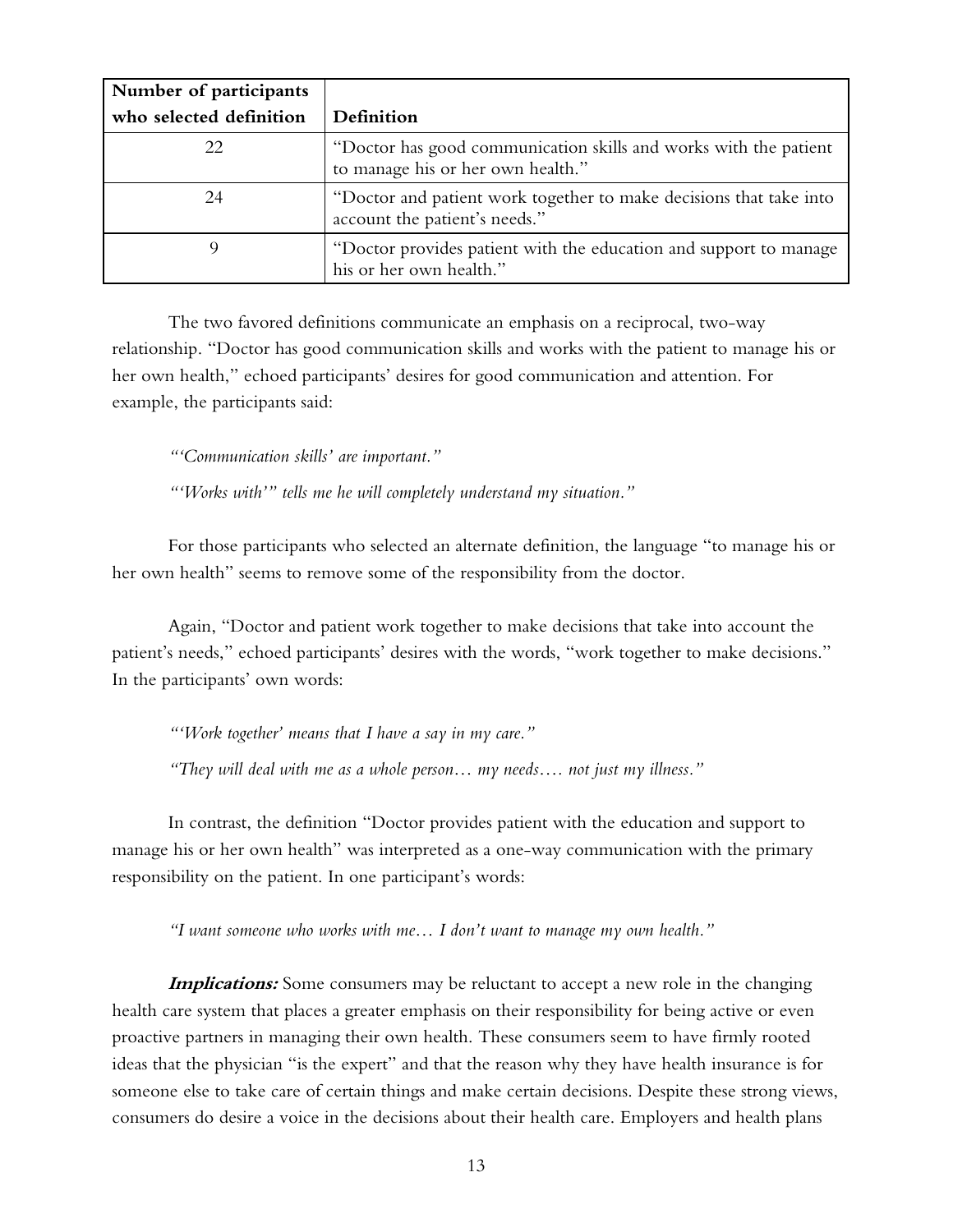| Number of participants who selected definition | Definition |
|---|---|
| 22 | "Doctor has good communication skills and works with the patient to manage his or her own health." |
| 24 | "Doctor and patient work together to make decisions that take into account the patient's needs." |
| 9 | "Doctor provides patient with the education and support to manage his or her own health." |

The two favored definitions communicate an emphasis on a reciprocal, two-way relationship. "Doctor has good communication skills and works with the patient to manage his or her own health," echoed participants' desires for good communication and attention. For example, the participants said:

*"'Communication skills' are important."*

*"'Works with'" tells me he will completely understand my situation."*

For those participants who selected an alternate definition, the language "to manage his or her own health" seems to remove some of the responsibility from the doctor.

Again, "Doctor and patient work together to make decisions that take into account the patient's needs," echoed participants' desires with the words, "work together to make decisions." In the participants' own words:

*"'Work together' means that I have a say in my care."*

*"They will deal with me as a whole person… my needs…. not just my illness."*

In contrast, the definition "Doctor provides patient with the education and support to manage his or her own health" was interpreted as a one-way communication with the primary responsibility on the patient. In one participant's words:

*"I want someone who works with me… I don't want to manage my own health."*

***Implications:*** Some consumers may be reluctant to accept a new role in the changing health care system that places a greater emphasis on their responsibility for being active or even proactive partners in managing their own health. These consumers seem to have firmly rooted ideas that the physician "is the expert" and that the reason why they have health insurance is for someone else to take care of certain things and make certain decisions. Despite these strong views, consumers do desire a voice in the decisions about their health care. Employers and health plans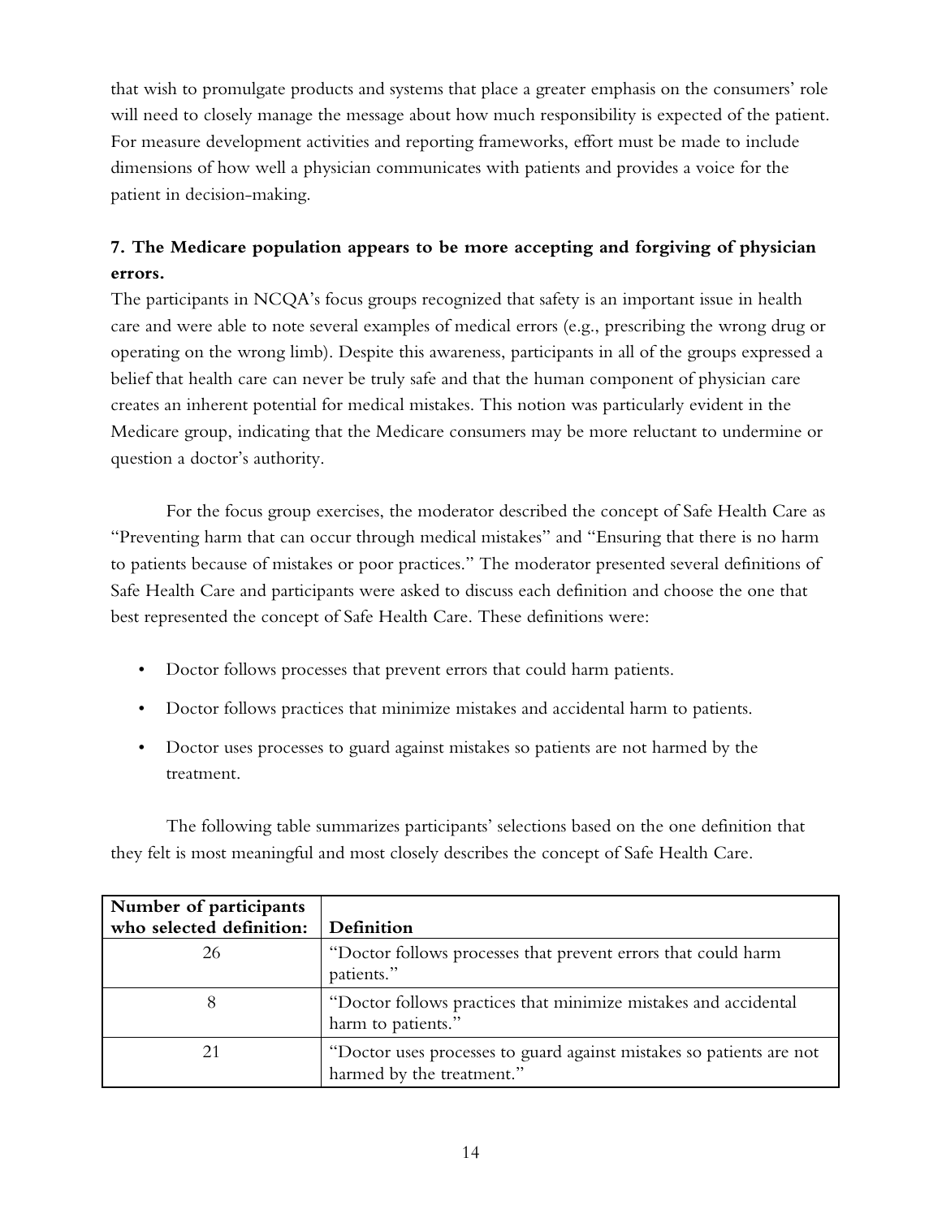that wish to promulgate products and systems that place a greater emphasis on the consumers' role will need to closely manage the message about how much responsibility is expected of the patient. For measure development activities and reporting frameworks, effort must be made to include dimensions of how well a physician communicates with patients and provides a voice for the patient in decision-making.

**7. The Medicare population appears to be more accepting and forgiving of physician errors.**

The participants in NCQA's focus groups recognized that safety is an important issue in health care and were able to note several examples of medical errors (e.g., prescribing the wrong drug or operating on the wrong limb). Despite this awareness, participants in all of the groups expressed a belief that health care can never be truly safe and that the human component of physician care creates an inherent potential for medical mistakes. This notion was particularly evident in the Medicare group, indicating that the Medicare consumers may be more reluctant to undermine or question a doctor's authority.

For the focus group exercises, the moderator described the concept of Safe Health Care as "Preventing harm that can occur through medical mistakes" and "Ensuring that there is no harm to patients because of mistakes or poor practices." The moderator presented several definitions of Safe Health Care and participants were asked to discuss each definition and choose the one that best represented the concept of Safe Health Care. These definitions were:

- Doctor follows processes that prevent errors that could harm patients.
- Doctor follows practices that minimize mistakes and accidental harm to patients.
- Doctor uses processes to guard against mistakes so patients are not harmed by the treatment.

The following table summarizes participants' selections based on the one definition that they felt is most meaningful and most closely describes the concept of Safe Health Care.

| Number of participants who selected definition: | Definition |
|---|---|
| 26 | "Doctor follows processes that prevent errors that could harm patients." |
| 8 | "Doctor follows practices that minimize mistakes and accidental harm to patients." |
| 21 | "Doctor uses processes to guard against mistakes so patients are not harmed by the treatment." |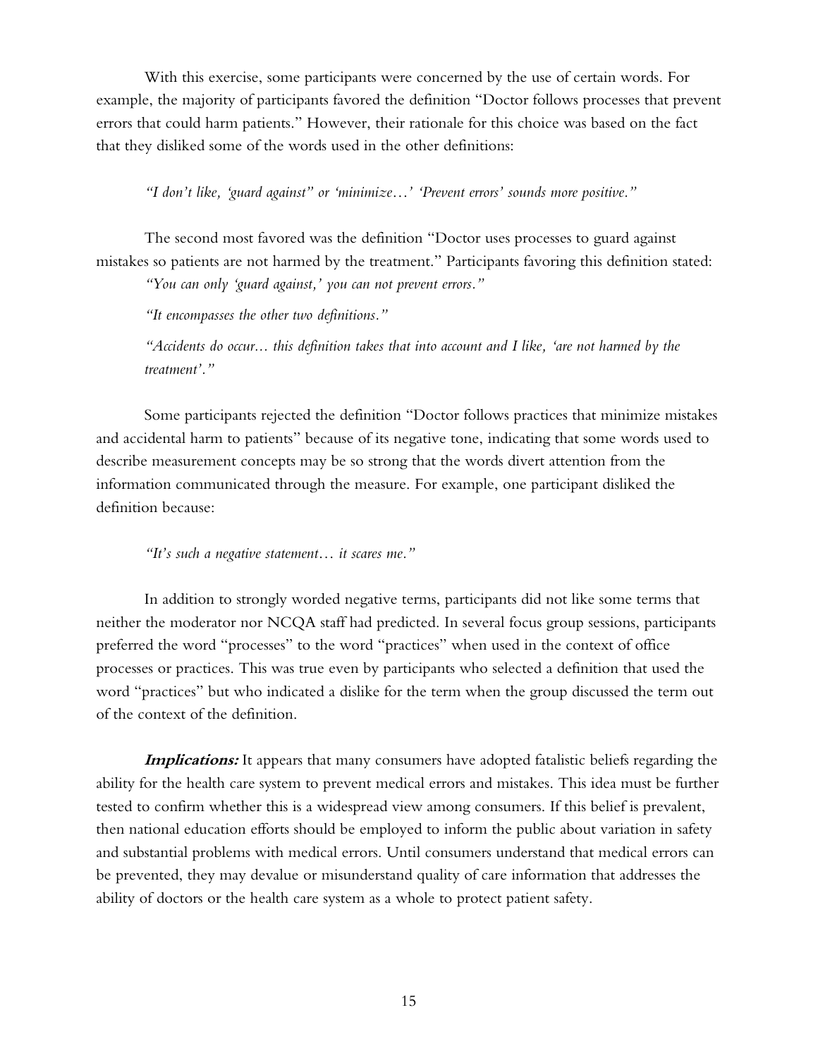With this exercise, some participants were concerned by the use of certain words. For example, the majority of participants favored the definition "Doctor follows processes that prevent errors that could harm patients." However, their rationale for this choice was based on the fact that they disliked some of the words used in the other definitions:

*"I don't like, 'guard against" or 'minimize…' 'Prevent errors' sounds more positive."*

The second most favored was the definition "Doctor uses processes to guard against mistakes so patients are not harmed by the treatment." Participants favoring this definition stated:

*"You can only 'guard against,' you can not prevent errors."*

*"It encompasses the other two definitions."*

*"Accidents do occur... this definition takes that into account and I like, 'are not harmed by the treatment'."*

Some participants rejected the definition "Doctor follows practices that minimize mistakes and accidental harm to patients" because of its negative tone, indicating that some words used to describe measurement concepts may be so strong that the words divert attention from the information communicated through the measure. For example, one participant disliked the definition because:

*"It's such a negative statement… it scares me."*

In addition to strongly worded negative terms, participants did not like some terms that neither the moderator nor NCQA staff had predicted. In several focus group sessions, participants preferred the word "processes" to the word "practices" when used in the context of office processes or practices. This was true even by participants who selected a definition that used the word "practices" but who indicated a dislike for the term when the group discussed the term out of the context of the definition.

***Implications:*** It appears that many consumers have adopted fatalistic beliefs regarding the ability for the health care system to prevent medical errors and mistakes. This idea must be further tested to confirm whether this is a widespread view among consumers. If this belief is prevalent, then national education efforts should be employed to inform the public about variation in safety and substantial problems with medical errors. Until consumers understand that medical errors can be prevented, they may devalue or misunderstand quality of care information that addresses the ability of doctors or the health care system as a whole to protect patient safety.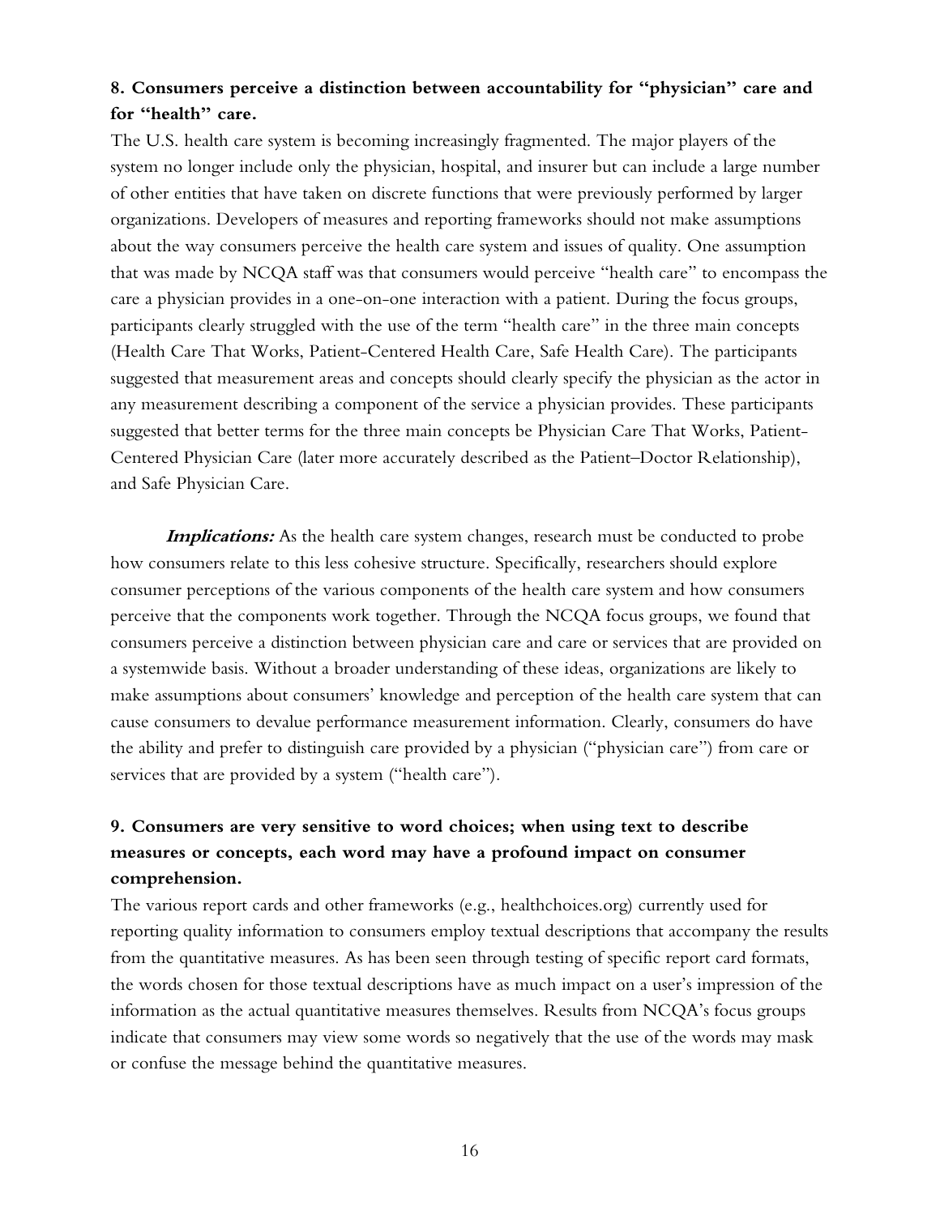**8. Consumers perceive a distinction between accountability for "physician" care and for "health" care.**

The U.S. health care system is becoming increasingly fragmented. The major players of the system no longer include only the physician, hospital, and insurer but can include a large number of other entities that have taken on discrete functions that were previously performed by larger organizations. Developers of measures and reporting frameworks should not make assumptions about the way consumers perceive the health care system and issues of quality. One assumption that was made by NCQA staff was that consumers would perceive "health care" to encompass the care a physician provides in a one-on-one interaction with a patient. During the focus groups, participants clearly struggled with the use of the term "health care" in the three main concepts (Health Care That Works, Patient-Centered Health Care, Safe Health Care). The participants suggested that measurement areas and concepts should clearly specify the physician as the actor in any measurement describing a component of the service a physician provides. These participants suggested that better terms for the three main concepts be Physician Care That Works, Patient-Centered Physician Care (later more accurately described as the Patient–Doctor Relationship), and Safe Physician Care.

***Implications:*** As the health care system changes, research must be conducted to probe how consumers relate to this less cohesive structure. Specifically, researchers should explore consumer perceptions of the various components of the health care system and how consumers perceive that the components work together. Through the NCQA focus groups, we found that consumers perceive a distinction between physician care and care or services that are provided on a systemwide basis. Without a broader understanding of these ideas, organizations are likely to make assumptions about consumers' knowledge and perception of the health care system that can cause consumers to devalue performance measurement information. Clearly, consumers do have the ability and prefer to distinguish care provided by a physician ("physician care") from care or services that are provided by a system ("health care").

**9. Consumers are very sensitive to word choices; when using text to describe measures or concepts, each word may have a profound impact on consumer comprehension.**

The various report cards and other frameworks (e.g., healthchoices.org) currently used for reporting quality information to consumers employ textual descriptions that accompany the results from the quantitative measures. As has been through testing of specific report card formats, the words chosen for those textual descriptions have as much impact on a user's impression of the information as the actual quantitative measures themselves. Results from NCQA's focus groups indicate that consumers may view some words so negatively that the use of the words may mask or confuse the message behind the quantitative measures.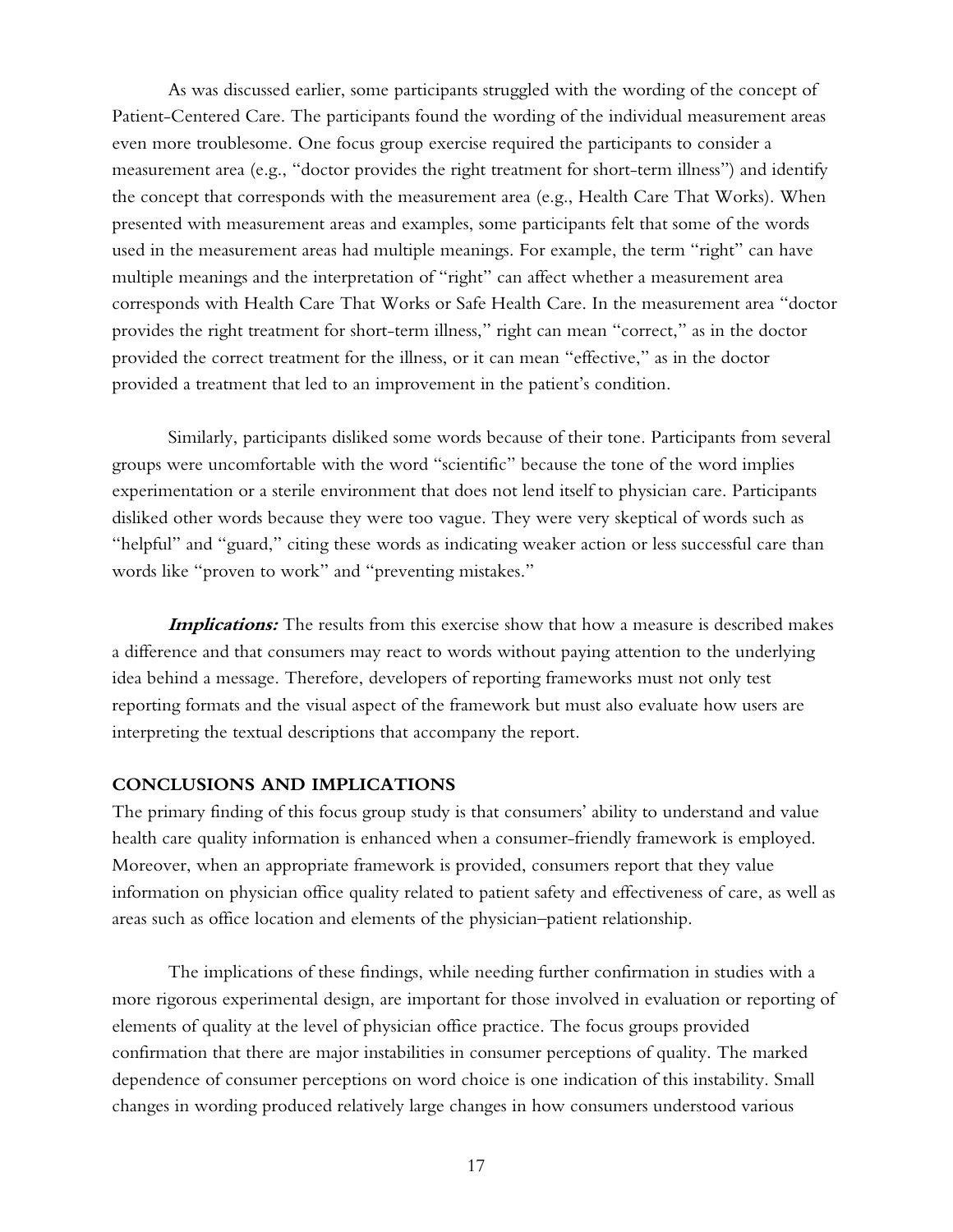As was discussed earlier, some participants struggled with the wording of the concept of Patient-Centered Care. The participants found the wording of the individual measurement areas even more troublesome. One focus group exercise required the participants to consider a measurement area (e.g., "doctor provides the right treatment for short-term illness") and identify the concept that corresponds with the measurement area (e.g., Health Care That Works). When presented with measurement areas and examples, some participants felt that some of the words used in the measurement areas had multiple meanings. For example, the term "right" can have multiple meanings and the interpretation of "right" can affect whether a measurement area corresponds with Health Care That Works or Safe Health Care. In the measurement area "doctor provides the right treatment for short-term illness," right can mean "correct," as in the doctor provided the correct treatment for the illness, or it can mean "effective," as in the doctor provided a treatment that led to an improvement in the patient's condition.

Similarly, participants disliked some words because of their tone. Participants from several groups were uncomfortable with the word "scientific" because the tone of the word implies experimentation or a sterile environment that does not lend itself to physician care. Participants disliked other words because they were too vague. They were very skeptical of words such as "helpful" and "guard," citing these words as indicating weaker action or less successful care than words like "proven to work" and "preventing mistakes."

***Implications:*** The results from this exercise show that how a measure is described makes a difference and that consumers may react to words without paying attention to the underlying idea behind a message. Therefore, developers of reporting frameworks must not only test reporting formats and the visual aspect of the framework but must also evaluate how users are interpreting the textual descriptions that accompany the report.

## CONCLUSIONS AND IMPLICATIONS

The primary finding of this focus group study is that consumers' ability to understand and value health care quality information is enhanced when a consumer-friendly framework is employed. Moreover, when an appropriate framework is provided, consumers report that they value information on physician office quality related to patient safety and effectiveness of care, as well as areas such as office location and elements of the physician–patient relationship.

The implications of these findings, while needing further confirmation in studies with a more rigorous experimental design, are important for those involved in evaluation or reporting of elements of quality at the level of physician office practice. The focus groups provided confirmation that there are major instabilities in consumer perceptions of quality. The marked dependence of consumer perceptions on word choice is one indication of this instability. Small changes in wording produced relatively large changes in how consumers understood various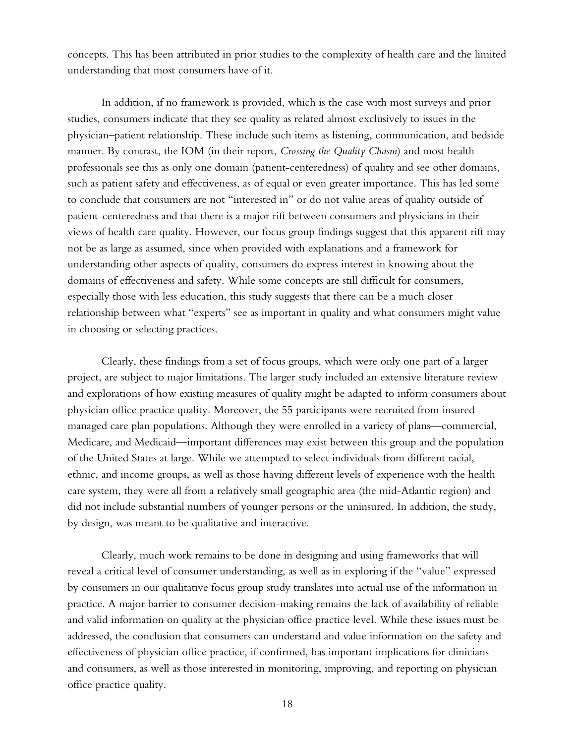concepts. This has been attributed in prior studies to the complexity of health care and the limited understanding that most consumers have of it.

In addition, if no framework is provided, which is the case with most surveys and prior studies, consumers indicate that they see quality as related almost exclusively to issues in the physician–patient relationship. These include such items as listening, communication, and bedside manner. By contrast, the IOM (in their report, *Crossing the Quality Chasm*) and most health professionals see this as only one domain (patient-centeredness) of quality and see other domains, such as patient safety and effectiveness, as of equal or even greater importance. This has led some to conclude that consumers are not "interested in" or do not value areas of quality outside of patient-centeredness and that there is a major rift between consumers and physicians in their views of health care quality. However, our focus group findings suggest that this apparent rift may not be as large as assumed, since when provided with explanations and a framework for understanding other aspects of quality, consumers do express interest in knowing about the domains of effectiveness and safety. While some concepts are still difficult for consumers, especially those with less education, this study suggests that there can be a much closer relationship between what "experts" see as important in quality and what consumers might value in choosing or selecting practices.

Clearly, these findings from a set of focus groups, which were only one part of a larger project, are subject to major limitations. The larger study included an extensive literature review and explorations of how existing measures of quality might be adapted to inform consumers about physician office practice quality. Moreover, the 55 participants were recruited from insured managed care plan populations. Although they were enrolled in a variety of plans—commercial, Medicare, and Medicaid—important differences may exist between this group and the population of the United States at large. While we attempted to select individuals from different racial, ethnic, and income groups, as well as those having different levels of experience with the health care system, they were all from a relatively small geographic area (the mid-Atlantic region) and did not include substantial numbers of younger persons or the uninsured. In addition, the study, by design, was meant to be qualitative and interactive.

Clearly, much work remains to be done in designing and using frameworks that will reveal a critical level of consumer understanding, as well as in exploring if the "value" expressed by consumers in our qualitative focus group study translates into actual use of the information in practice. A major barrier to consumer decision-making remains the lack of availability of reliable and valid information on quality at the physician office practice level. While these issues must be addressed, the conclusion that consumers can understand and value information on the safety and effectiveness of physician office practice, if confirmed, has important implications for clinicians and consumers, as well as those interested in monitoring, improving, and reporting on physician office practice quality.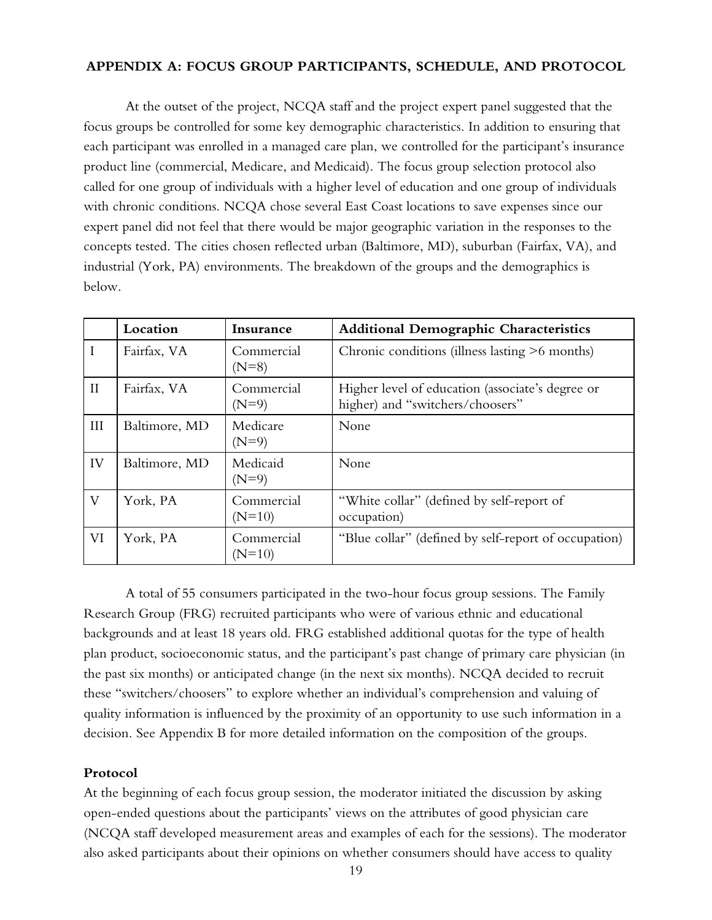## APPENDIX A: FOCUS GROUP PARTICIPANTS, SCHEDULE, AND PROTOCOL

At the outset of the project, NCQA staff and the project expert panel suggested that the focus groups be controlled for some key demographic characteristics. In addition to ensuring that each participant was enrolled in a managed care plan, we controlled for the participant's insurance product line (commercial, Medicare, and Medicaid). The focus group selection protocol also called for one group of individuals with a higher level of education and one group of individuals with chronic conditions. NCQA chose several East Coast locations to save expenses since our expert panel did not feel that there would be major geographic variation in the responses to the concepts tested. The cities chosen reflected urban (Baltimore, MD), suburban (Fairfax, VA), and industrial (York, PA) environments. The breakdown of the groups and the demographics is below.

| | Location | Insurance | Additional Demographic Characteristics |
|---|---|---|---|
| I | Fairfax, VA | Commercial (N=8) | Chronic conditions (illness lasting >6 months) |
| II | Fairfax, VA | Commercial (N=9) | Higher level of education (associate's degree or higher) and "switchers/choosers" |
| III | Baltimore, MD | Medicare (N=9) | None |
| IV | Baltimore, MD | Medicaid (N=9) | None |
| V | York, PA | Commercial (N=10) | "White collar" (defined by self-report of occupation) |
| VI | York, PA | Commercial (N=10) | "Blue collar" (defined by self-report of occupation) |

A total of 55 consumers participated in the two-hour focus group sessions. The Family Research Group (FRG) recruited participants who were of various ethnic and educational backgrounds and at least 18 years old. FRG established additional quotas for the type of health plan product, socioeconomic status, and the participant's past change of primary care physician (in the past six months) or anticipated change (in the next six months). NCQA decided to recruit these "switchers/choosers" to explore whether an individual's comprehension and valuing of quality information is influenced by the proximity of an opportunity to use such information in a decision. See Appendix B for more detailed information on the composition of the groups.

### Protocol

At the beginning of each focus group session, the moderator initiated the discussion by asking open-ended questions about the participants' views on the attributes of good physician care (NCQA staff developed measurement areas and examples of each for the sessions). The moderator also asked participants about their opinions on whether consumers should have access to quality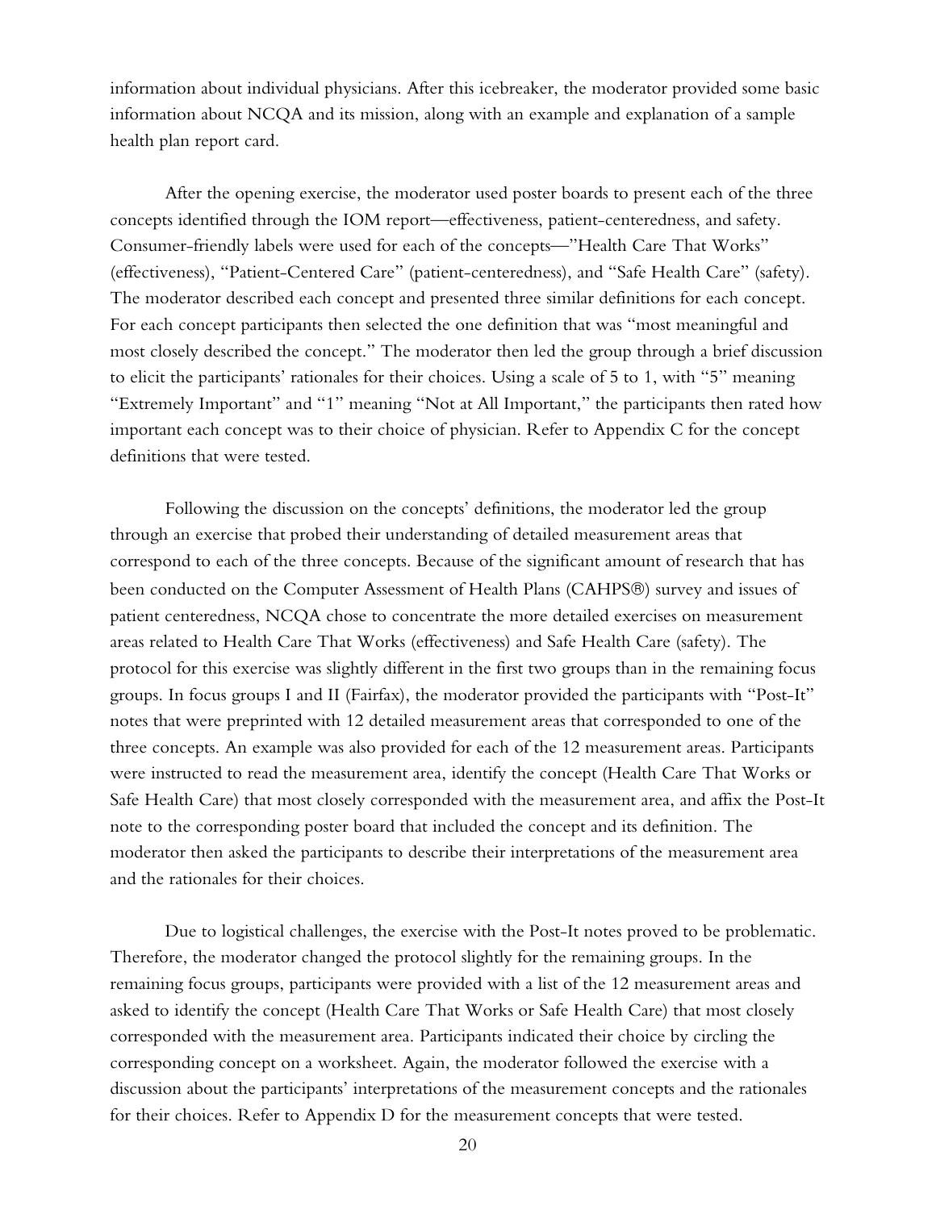information about individual physicians. After this icebreaker, the moderator provided some basic information about NCQA and its mission, along with an example and explanation of a sample health plan report card.

After the opening exercise, the moderator used poster boards to present each of the three concepts identified through the IOM report—effectiveness, patient-centeredness, and safety. Consumer-friendly labels were used for each of the concepts—"Health Care That Works" (effectiveness), "Patient-Centered Care" (patient-centeredness), and "Safe Health Care" (safety). The moderator described each concept and presented three similar definitions for each concept. For each concept participants then selected the one definition that was "most meaningful and most closely described the concept." The moderator then led the group through a brief discussion to elicit the participants' rationales for their choices. Using a scale of 5 to 1, with "5" meaning "Extremely Important" and "1" meaning "Not at All Important," the participants then rated how important each concept was to their choice of physician. Refer to Appendix C for the concept definitions that were tested.

Following the discussion on the concepts' definitions, the moderator led the group through an exercise that probed their understanding of detailed measurement areas that correspond to each of the three concepts. Because of the significant amount of research that has been conducted on the Computer Assessment of Health Plans (CAHPS®) survey and issues of patient centeredness, NCQA chose to concentrate the more detailed exercises on measurement areas related to Health Care That Works (effectiveness) and Safe Health Care (safety). The protocol for this exercise was slightly different in the first two groups than in the remaining focus groups. In focus groups I and II (Fairfax), the moderator provided the participants with "Post-It" notes that were preprinted with 12 detailed measurement areas that corresponded to one of the three concepts. An example was also provided for each of the 12 measurement areas. Participants were instructed to read the measurement area, identify the concept (Health Care That Works or Safe Health Care) that most closely corresponded with the measurement area, and affix the Post-It note to the corresponding poster board that included the concept and its definition. The moderator then asked the participants to describe their interpretations of the measurement area and the rationales for their choices.

Due to logistical challenges, the exercise with the Post-It notes proved to be problematic. Therefore, the moderator changed the protocol slightly for the remaining groups. In the remaining focus groups, participants were provided with a list of the 12 measurement areas and asked to identify the concept (Health Care That Works or Safe Health Care) that most closely corresponded with the measurement area. Participants indicated their choice by circling the corresponding concept on a worksheet. Again, the moderator followed the exercise with a discussion about the participants' interpretations of the measurement concepts and the rationales for their choices. Refer to Appendix D for the measurement concepts that were tested.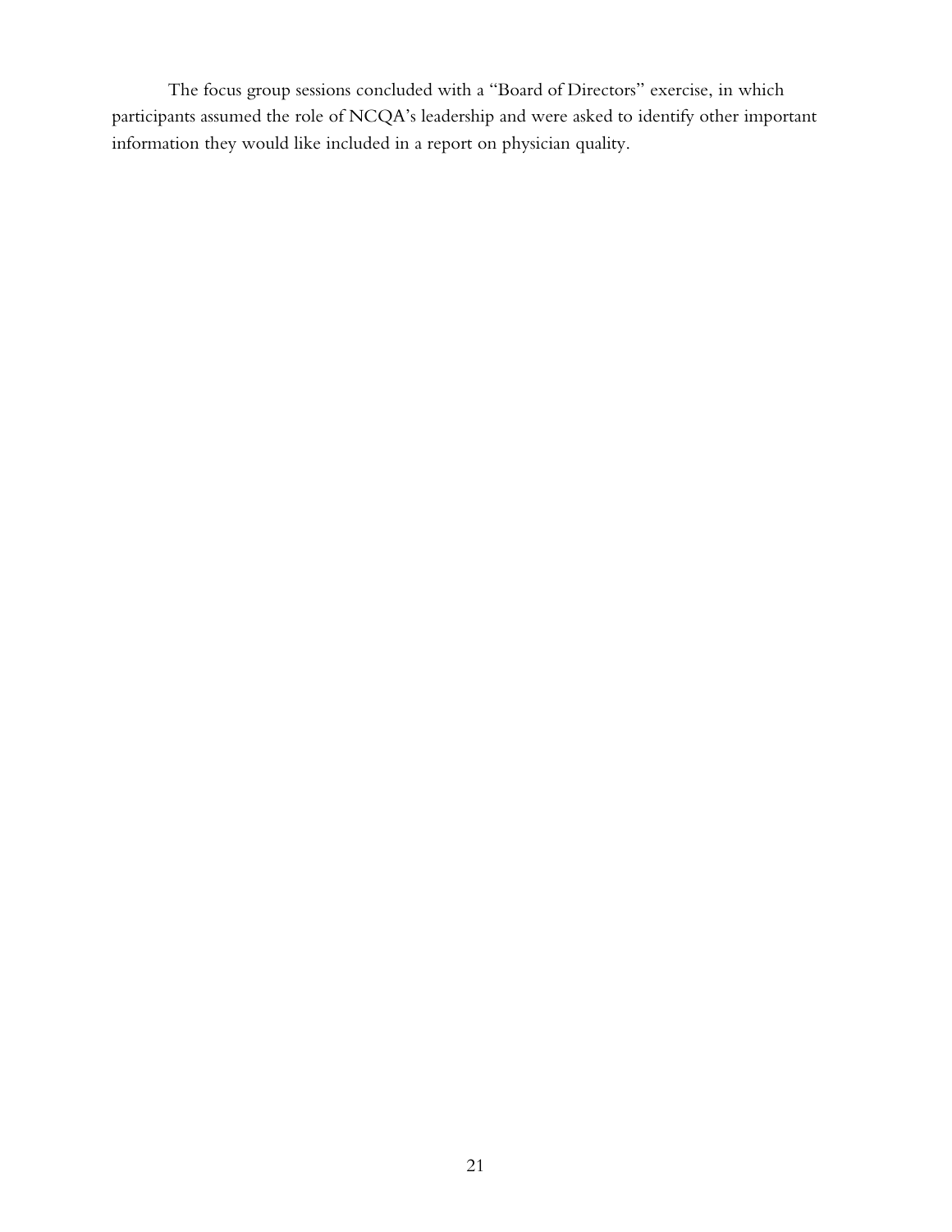The focus group sessions concluded with a "Board of Directors" exercise, in which participants assumed the role of NCQA's leadership and were asked to identify other important information they would like included in a report on physician quality.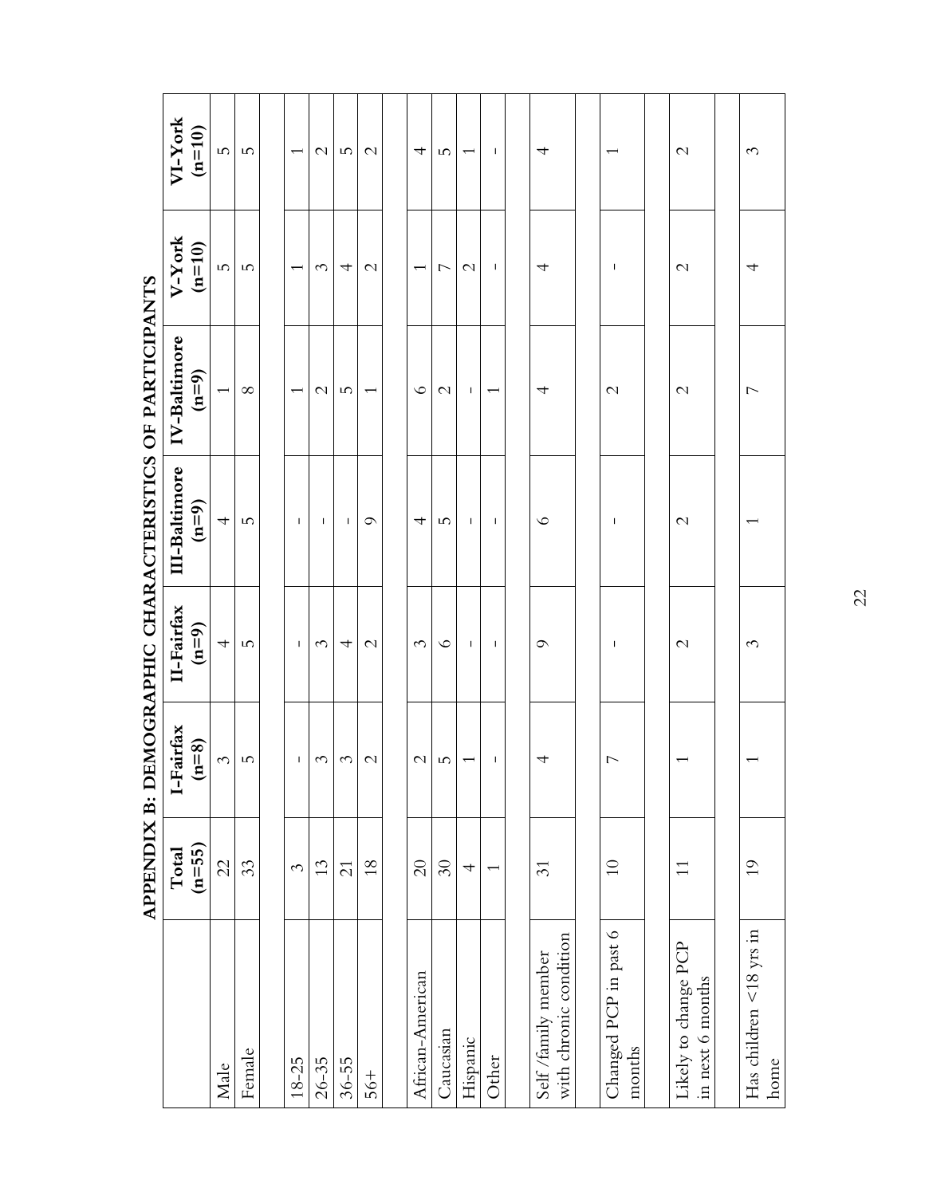# APPENDIX B: DEMOGRAPHIC CHARACTERISTICS OF PARTICIPANTS

| | Total (n=55) | I-Fairfax (n=8) | II-Fairfax (n=9) | III-Baltimore (n=9) | IV-Baltimore (n=9) | V-York (n=10) | VI-York (n=10) |
|---|---|---|---|---|---|---|---|
| Male | 22 | 3 | 4 | 4 | 1 | 5 | 5 |
| Female | 33 | 5 | 5 | 5 | 8 | 5 | 5 |
| | | | | | | | |
| 18-25 | 3 | - | - | - | 1 | 1 | 1 |
| 26-35 | 13 | 3 | 3 | - | 2 | 3 | 2 |
| 36-55 | 21 | 3 | 4 | - | 5 | 4 | 5 |
| 56+ | 18 | 2 | 2 | 9 | 1 | 2 | 2 |
| | | | | | | | |
| African-American | 20 | 2 | 3 | 4 | 6 | 1 | 4 |
| Caucasian | 30 | 5 | 6 | 5 | 2 | 7 | 5 |
| Hispanic | 4 | 1 | - | - | - | 2 | 1 |
| Other | 1 | - | - | - | 1 | - | - |
| | | | | | | | |
| Self /family member with chronic condition | 31 | 4 | 9 | 6 | 4 | 4 | 4 |
| | | | | | | | |
| Changed PCP in past 6 months | 10 | 7 | - | - | 2 | - | 1 |
| | | | | | | | |
| Likely to change PCP in next 6 months | 11 | 1 | 2 | 2 | 2 | 2 | 2 |
| | | | | | | | |
| Has children <18 yrs in home | 19 | 1 | 3 | 1 | 7 | 4 | 3 |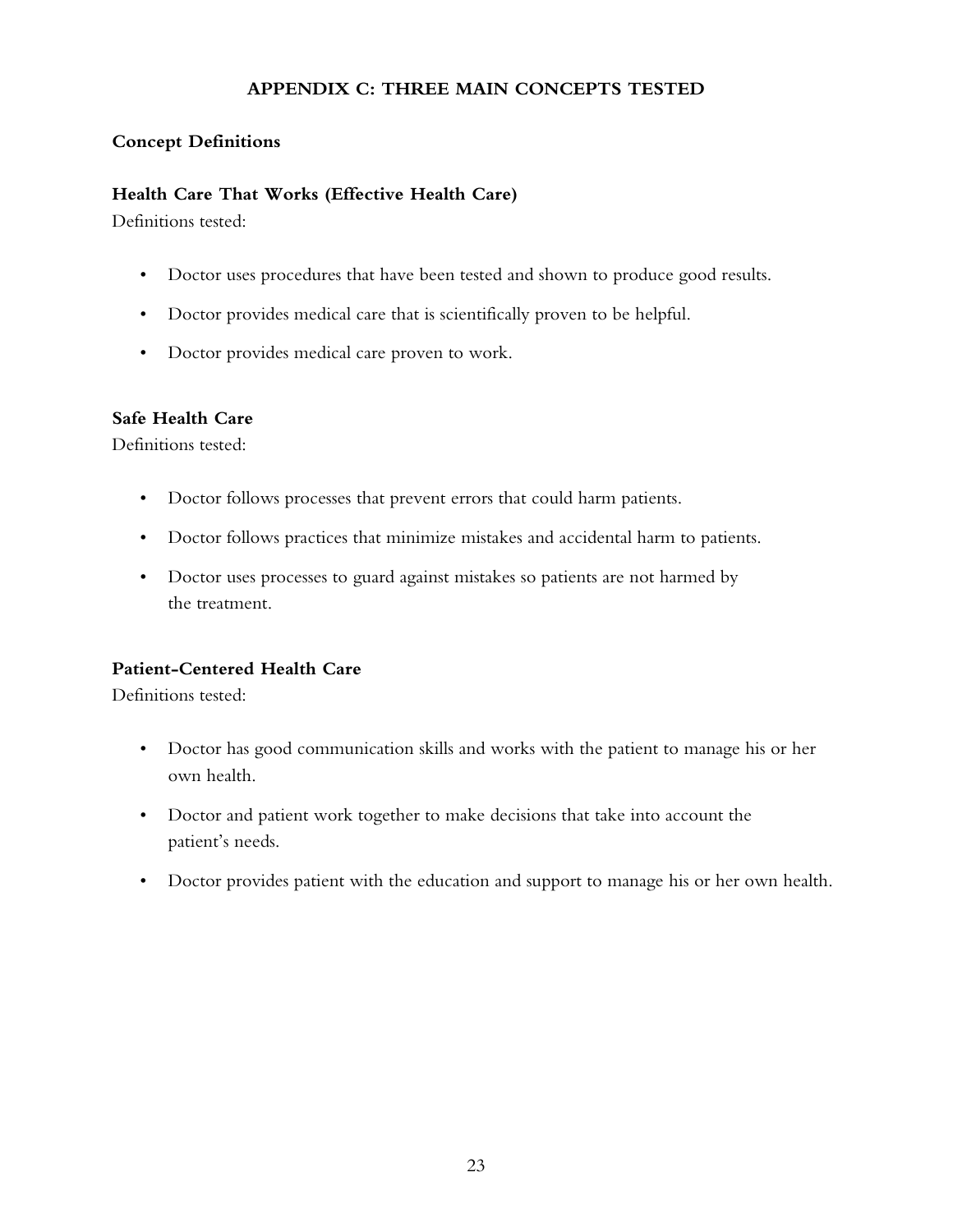## APPENDIX C: THREE MAIN CONCEPTS TESTED

### Concept Definitions

#### Health Care That Works (Effective Health Care)

Definitions tested:

- Doctor uses procedures that have been tested and shown to produce good results.
- Doctor provides medical care that is scientifically proven to be helpful.
- Doctor provides medical care proven to work.

#### Safe Health Care

Definitions tested:

- Doctor follows processes that prevent errors that could harm patients.
- Doctor follows practices that minimize mistakes and accidental harm to patients.
- Doctor uses processes to guard against mistakes so patients are not harmed by the treatment.

#### Patient-Centered Health Care

Definitions tested:

- Doctor has good communication skills and works with the patient to manage his or her own health.
- Doctor and patient work together to make decisions that take into account the patient's needs.
- Doctor provides patient with the education and support to manage his or her own health.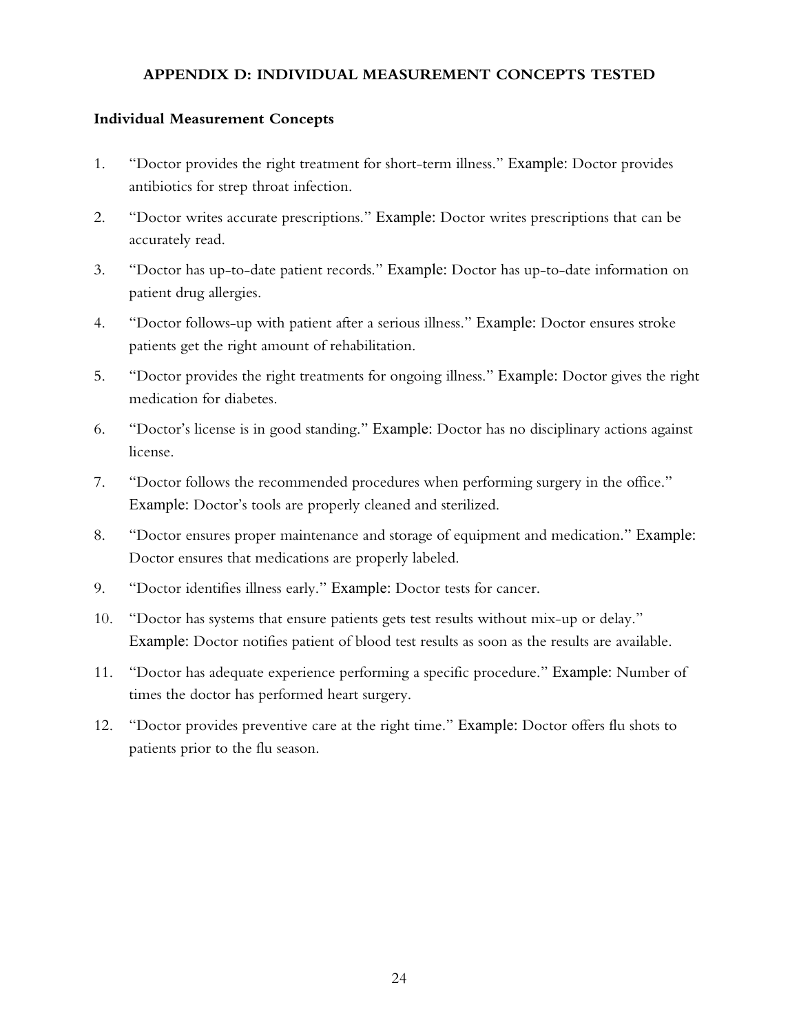# APPENDIX D: INDIVIDUAL MEASUREMENT CONCEPTS TESTED

## Individual Measurement Concepts

1. "Doctor provides the right treatment for short-term illness." Example: Doctor provides antibiotics for strep throat infection.
2. "Doctor writes accurate prescriptions." Example: Doctor writes prescriptions that can be accurately read.
3. "Doctor has up-to-date patient records." Example: Doctor has up-to-date information on patient drug allergies.
4. "Doctor follows-up with patient after a serious illness." Example: Doctor ensures stroke patients get the right amount of rehabilitation.
5. "Doctor provides the right treatments for ongoing illness." Example: Doctor gives the right medication for diabetes.
6. "Doctor's license is in good standing." Example: Doctor has no disciplinary actions against license.
7. "Doctor follows the recommended procedures when performing surgery in the office." Example: Doctor's tools are properly cleaned and sterilized.
8. "Doctor ensures proper maintenance and storage of equipment and medication." Example: Doctor ensures that medications are properly labeled.
9. "Doctor identifies illness early." Example: Doctor tests for cancer.
10. "Doctor has systems that ensure patients gets test results without mix-up or delay." Example: Doctor notifies patient of blood test results as soon as the results are available.
11. "Doctor has adequate experience performing a specific procedure." Example: Number of times the doctor has performed heart surgery.
12. "Doctor provides preventive care at the right time." Example: Doctor offers flu shots to patients prior to the flu season.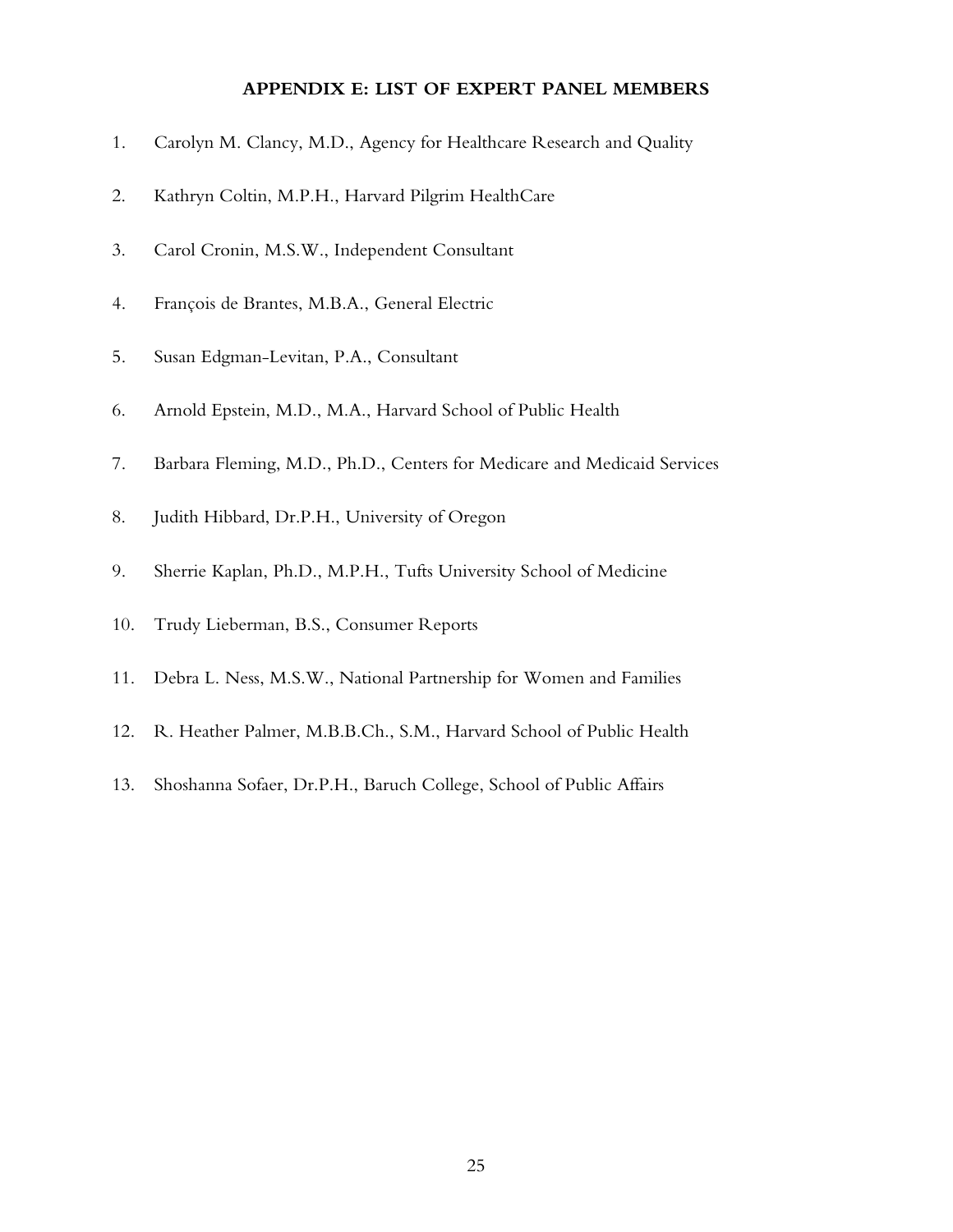## APPENDIX E: LIST OF EXPERT PANEL MEMBERS

1. Carolyn M. Clancy, M.D., Agency for Healthcare Research and Quality
2. Kathryn Coltin, M.P.H., Harvard Pilgrim HealthCare
3. Carol Cronin, M.S.W., Independent Consultant
4. François de Brantes, M.B.A., General Electric
5. Susan Edgman-Levitan, P.A., Consultant
6. Arnold Epstein, M.D., M.A., Harvard School of Public Health
7. Barbara Fleming, M.D., Ph.D., Centers for Medicare and Medicaid Services
8. Judith Hibbard, Dr.P.H., University of Oregon
9. Sherrie Kaplan, Ph.D., M.P.H., Tufts University School of Medicine
10. Trudy Lieberman, B.S., Consumer Reports
11. Debra L. Ness, M.S.W., National Partnership for Women and Families
12. R. Heather Palmer, M.B.B.Ch., S.M., Harvard School of Public Health
13. Shoshanna Sofaer, Dr.P.H., Baruch College, School of Public Affairs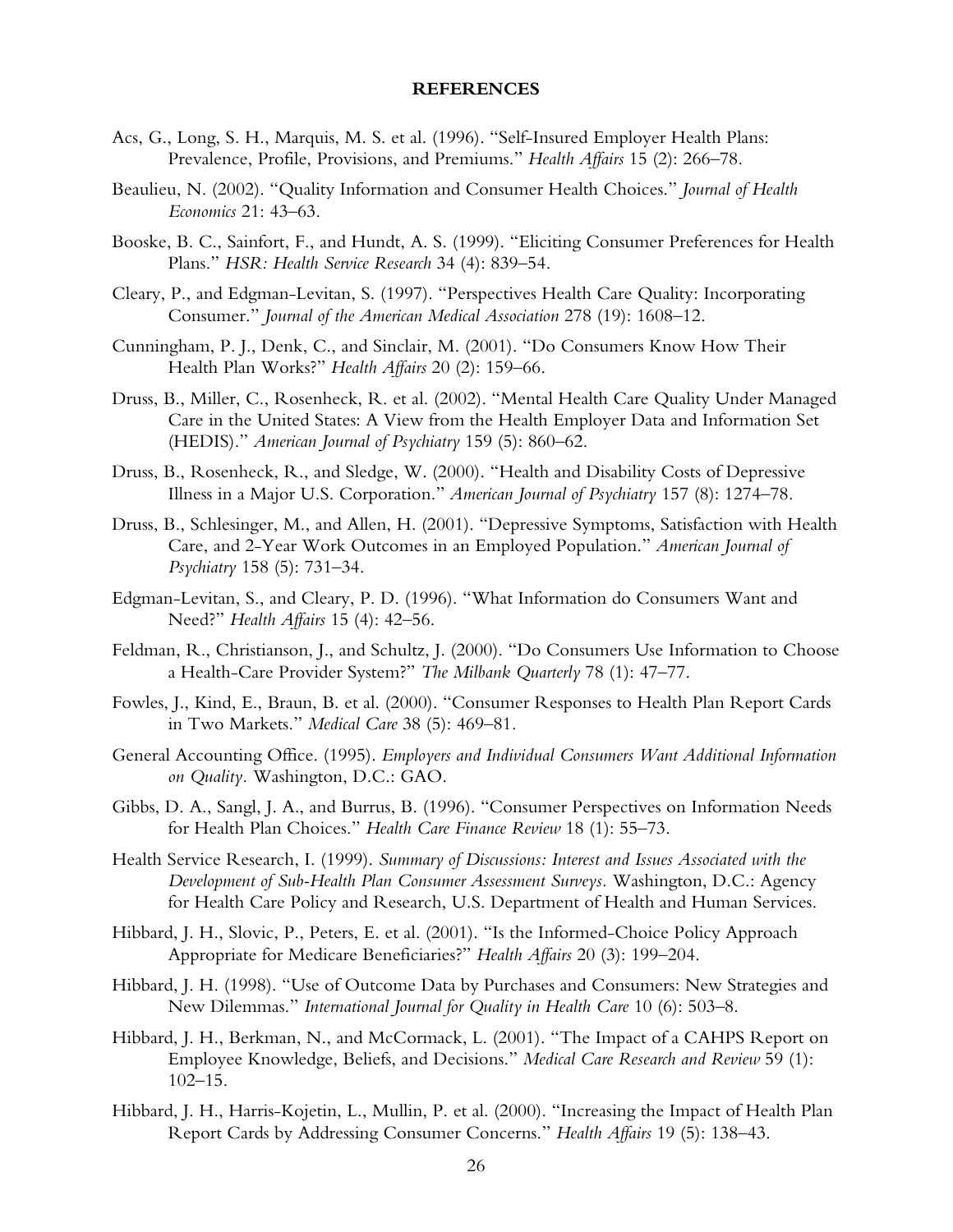**REFERENCES**

Acs, G., Long, S. H., Marquis, M. S. et al. (1996). "Self-Insured Employer Health Plans: Prevalence, Profile, Provisions, and Premiums." *Health Affairs* 15 (2): 266–78.

Beaulieu, N. (2002). "Quality Information and Consumer Health Choices." *Journal of Health Economics* 21: 43–63.

Booske, B. C., Sainfort, F., and Hundt, A. S. (1999). "Eliciting Consumer Preferences for Health Plans." *HSR: Health Service Research* 34 (4): 839–54.

Cleary, P., and Edgman-Levitan, S. (1997). "Perspectives Health Care Quality: Incorporating Consumer." *Journal of the American Medical Association* 278 (19): 1608–12.

Cunningham, P. J., Denk, C., and Sinclair, M. (2001). "Do Consumers Know How Their Health Plan Works?" *Health Affairs* 20 (2): 159–66.

Druss, B., Miller, C., Rosenheck, R. et al. (2002). "Mental Health Care Quality Under Managed Care in the United States: A View from the Health Employer Data and Information Set (HEDIS)." *American Journal of Psychiatry* 159 (5): 860–62.

Druss, B., Rosenheck, R., and Sledge, W. (2000). "Health and Disability Costs of Depressive Illness in a Major U.S. Corporation." *American Journal of Psychiatry* 157 (8): 1274–78.

Druss, B., Schlesinger, M., and Allen, H. (2001). "Depressive Symptoms, Satisfaction with Health Care, and 2-Year Work Outcomes in an Employed Population." *American Journal of Psychiatry* 158 (5): 731–34.

Edgman-Levitan, S., and Cleary, P. D. (1996). "What Information do Consumers Want and Need?" *Health Affairs* 15 (4): 42–56.

Feldman, R., Christianson, J., and Schultz, J. (2000). "Do Consumers Use Information to Choose a Health-Care Provider System?" *The Milbank Quarterly* 78 (1): 47–77.

Fowles, J., Kind, E., Braun, B. et al. (2000). "Consumer Responses to Health Plan Report Cards in Two Markets." *Medical Care* 38 (5): 469–81.

General Accounting Office. (1995). *Employers and Individual Consumers Want Additional Information on Quality*. Washington, D.C.: GAO.

Gibbs, D. A., Sangl, J. A., and Burrus, B. (1996). "Consumer Perspectives on Information Needs for Health Plan Choices." *Health Care Finance Review* 18 (1): 55–73.

Health Service Research, I. (1999). *Summary of Discussions: Interest and Issues Associated with the Development of Sub-Health Plan Consumer Assessment Surveys*. Washington, D.C.: Agency for Health Care Policy and Research, U.S. Department of Health and Human Services.

Hibbard, J. H., Slovic, P., Peters, E. et al. (2001). "Is the Informed-Choice Policy Approach Appropriate for Medicare Beneficiaries?" *Health Affairs* 20 (3): 199–204.

Hibbard, J. H. (1998). "Use of Outcome Data by Purchases and Consumers: New Strategies and New Dilemmas." *International Journal for Quality in Health Care* 10 (6): 503–8.

Hibbard, J. H., Berkman, N., and McCormack, L. (2001). "The Impact of a CAHPS Report on Employee Knowledge, Beliefs, and Decisions." *Medical Care Research and Review* 59 (1): 102–15.

Hibbard, J. H., Harris-Kojetin, L., Mullin, P. et al. (2000). "Increasing the Impact of Health Plan Report Cards by Addressing Consumer Concerns." *Health Affairs* 19 (5): 138–43.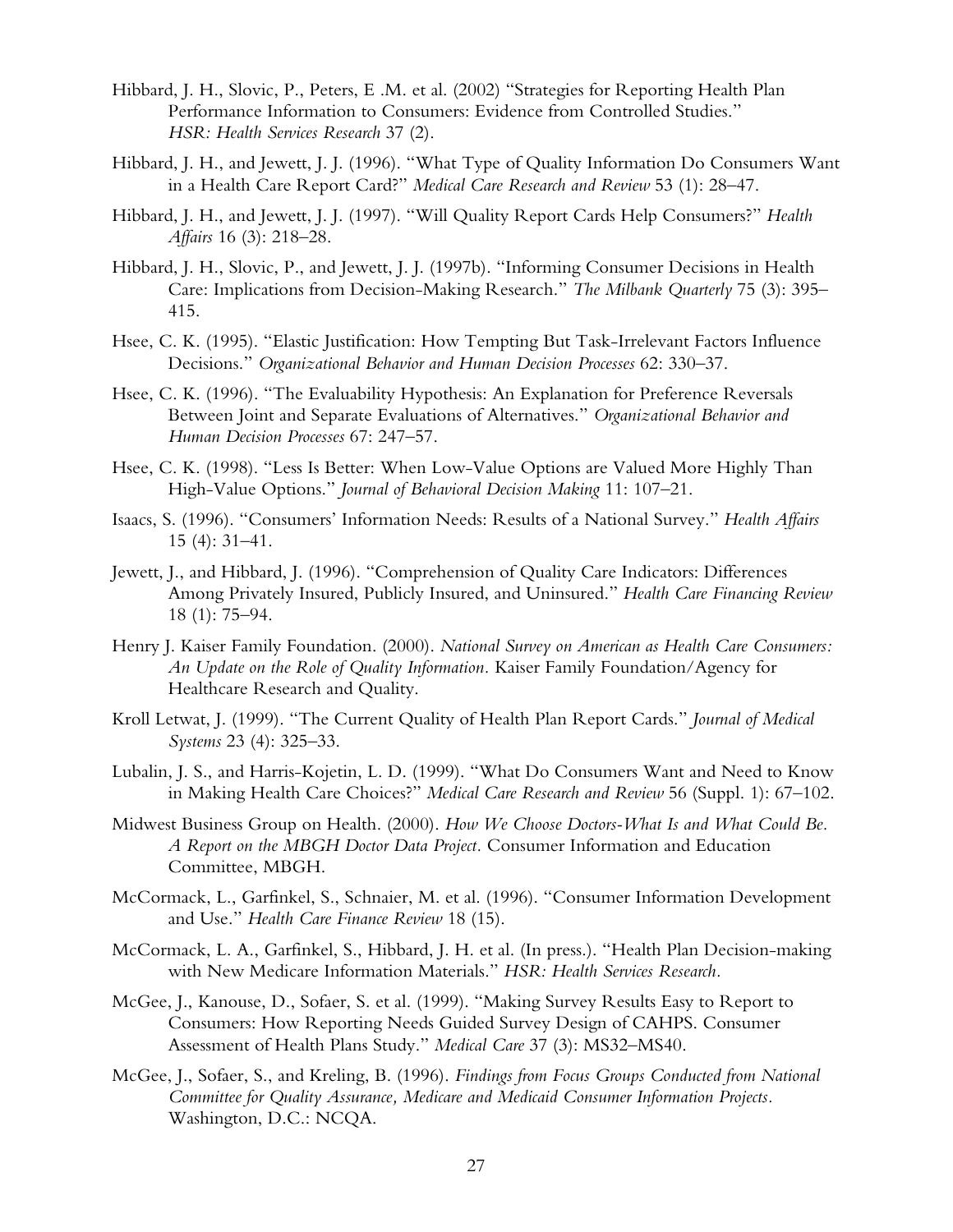Hibbard, J. H., Slovic, P., Peters, E .M. et al. (2002) "Strategies for Reporting Health Plan Performance Information to Consumers: Evidence from Controlled Studies." *HSR: Health Services Research* 37 (2).

Hibbard, J. H., and Jewett, J. J. (1996). "What Type of Quality Information Do Consumers Want in a Health Care Report Card?" *Medical Care Research and Review* 53 (1): 28–47.

Hibbard, J. H., and Jewett, J. J. (1997). "Will Quality Report Cards Help Consumers?" *Health Affairs* 16 (3): 218–28.

Hibbard, J. H., Slovic, P., and Jewett, J. J. (1997b). "Informing Consumer Decisions in Health Care: Implications from Decision-Making Research." *The Milbank Quarterly* 75 (3): 395–415.

Hsee, C. K. (1995). "Elastic Justification: How Tempting But Task-Irrelevant Factors Influence Decisions." *Organizational Behavior and Human Decision Processes* 62: 330–37.

Hsee, C. K. (1996). "The Evaluability Hypothesis: An Explanation for Preference Reversals Between Joint and Separate Evaluations of Alternatives." *Organizational Behavior and Human Decision Processes* 67: 247–57.

Hsee, C. K. (1998). "Less Is Better: When Low-Value Options are Valued More Highly Than High-Value Options." *Journal of Behavioral Decision Making* 11: 107–21.

Isaacs, S. (1996). "Consumers' Information Needs: Results of a National Survey." *Health Affairs* 15 (4): 31–41.

Jewett, J., and Hibbard, J. (1996). "Comprehension of Quality Care Indicators: Differences Among Privately Insured, Publicly Insured, and Uninsured." *Health Care Financing Review* 18 (1): 75–94.

Henry J. Kaiser Family Foundation. (2000). *National Survey on American as Health Care Consumers: An Update on the Role of Quality Information*. Kaiser Family Foundation/Agency for Healthcare Research and Quality.

Kroll Letwat, J. (1999). "The Current Quality of Health Plan Report Cards." *Journal of Medical Systems* 23 (4): 325–33.

Lubalin, J. S., and Harris-Kojetin, L. D. (1999). "What Do Consumers Want and Need to Know in Making Health Care Choices?" *Medical Care Research and Review* 56 (Suppl. 1): 67–102.

Midwest Business Group on Health. (2000). *How We Choose Doctors-What Is and What Could Be. A Report on the MBGH Doctor Data Project*. Consumer Information and Education Committee, MBGH.

McCormack, L., Garfinkel, S., Schnaier, M. et al. (1996). "Consumer Information Development and Use." *Health Care Finance Review* 18 (15).

McCormack, L. A., Garfinkel, S., Hibbard, J. H. et al. (In press.). "Health Plan Decision-making with New Medicare Information Materials." *HSR: Health Services Research*.

McGee, J., Kanouse, D., Sofaer, S. et al. (1999). "Making Survey Results Easy to Report to Consumers: How Reporting Needs Guided Survey Design of CAHPS. Consumer Assessment of Health Plans Study." *Medical Care* 37 (3): MS32–MS40.

McGee, J., Sofaer, S., and Kreling, B. (1996). *Findings from Focus Groups Conducted from National Committee for Quality Assurance, Medicare and Medicaid Consumer Information Projects*. Washington, D.C.: NCQA.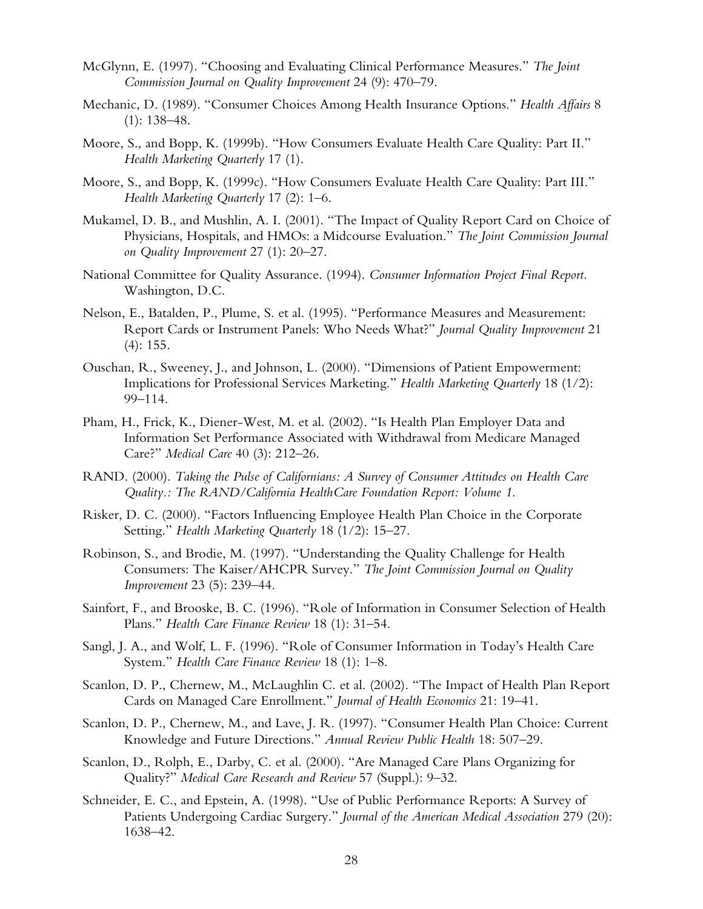McGlynn, E. (1997). "Choosing and Evaluating Clinical Performance Measures." *The Joint Commission Journal on Quality Improvement* 24 (9): 470–79.

Mechanic, D. (1989). "Consumer Choices Among Health Insurance Options." *Health Affairs* 8 (1): 138–48.

Moore, S., and Bopp, K. (1999b). "How Consumers Evaluate Health Care Quality: Part II." *Health Marketing Quarterly* 17 (1).

Moore, S., and Bopp, K. (1999c). "How Consumers Evaluate Health Care Quality: Part III." *Health Marketing Quarterly* 17 (2): 1–6.

Mukamel, D. B., and Mushlin, A. I. (2001). "The Impact of Quality Report Card on Choice of Physicians, Hospitals, and HMOs: a Midcourse Evaluation." *The Joint Commission Journal on Quality Improvement* 27 (1): 20–27.

National Committee for Quality Assurance. (1994). *Consumer Information Project Final Report*. Washington, D.C.

Nelson, E., Batalden, P., Plume, S. et al. (1995). "Performance Measures and Measurement: Report Cards or Instrument Panels: Who Needs What?" *Journal Quality Improvement* 21 (4): 155.

Ouschan, R., Sweeney, J., and Johnson, L. (2000). "Dimensions of Patient Empowerment: Implications for Professional Services Marketing." *Health Marketing Quarterly* 18 (1/2): 99–114.

Pham, H., Frick, K., Diener-West, M. et al. (2002). "Is Health Plan Employer Data and Information Set Performance Associated with Withdrawal from Medicare Managed Care?" *Medical Care* 40 (3): 212–26.

RAND. (2000). *Taking the Pulse of Californians: A Survey of Consumer Attitudes on Health Care Quality.: The RAND/California HealthCare Foundation Report: Volume 1.*

Risker, D. C. (2000). "Factors Influencing Employee Health Plan Choice in the Corporate Setting." *Health Marketing Quarterly* 18 (1/2): 15–27.

Robinson, S., and Brodie, M. (1997). "Understanding the Quality Challenge for Health Consumers: The Kaiser/AHCPR Survey." *The Joint Commission Journal on Quality Improvement* 23 (5): 239–44.

Sainfort, F., and Brooske, B. C. (1996). "Role of Information in Consumer Selection of Health Plans." *Health Care Finance Review* 18 (1): 31–54.

Sangl, J. A., and Wolf, L. F. (1996). "Role of Consumer Information in Today's Health Care System." *Health Care Finance Review* 18 (1): 1–8.

Scanlon, D. P., Chernew, M., McLaughlin C. et al. (2002). "The Impact of Health Plan Report Cards on Managed Care Enrollment." *Journal of Health Economics* 21: 19–41.

Scanlon, D. P., Chernew, M., and Lave, J. R. (1997). "Consumer Health Plan Choice: Current Knowledge and Future Directions." *Annual Review Public Health* 18: 507–29.

Scanlon, D., Rolph, E., Darby, C. et al. (2000). "Are Managed Care Plans Organizing for Quality?" *Medical Care Research and Review* 57 (Suppl.): 9–32.

Schneider, E. C., and Epstein, A. (1998). "Use of Public Performance Reports: A Survey of Patients Undergoing Cardiac Surgery." *Journal of the American Medical Association* 279 (20): 1638–42.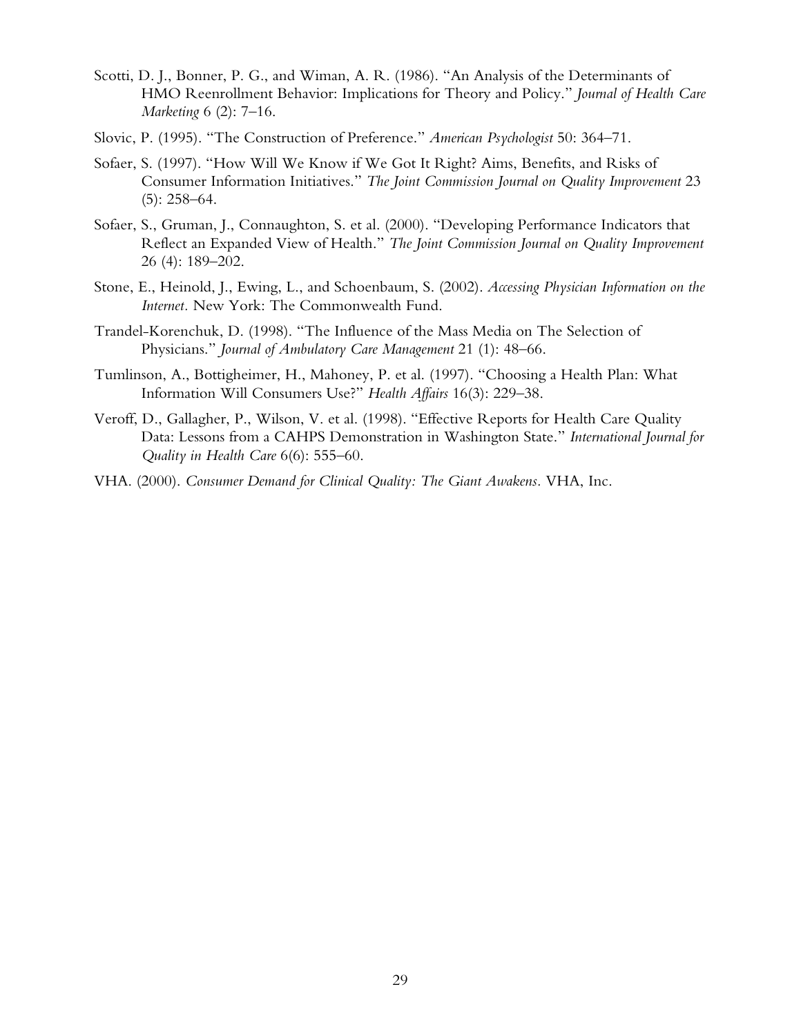Scotti, D. J., Bonner, P. G., and Wiman, A. R. (1986). "An Analysis of the Determinants of HMO Reenrollment Behavior: Implications for Theory and Policy." *Journal of Health Care Marketing* 6 (2): 7–16.

Slovic, P. (1995). "The Construction of Preference." *American Psychologist* 50: 364–71.

Sofaer, S. (1997). "How Will We Know if We Got It Right? Aims, Benefits, and Risks of Consumer Information Initiatives." *The Joint Commission Journal on Quality Improvement* 23 (5): 258–64.

Sofaer, S., Gruman, J., Connaughton, S. et al. (2000). "Developing Performance Indicators that Reflect an Expanded View of Health." *The Joint Commission Journal on Quality Improvement* 26 (4): 189–202.

Stone, E., Heinold, J., Ewing, L., and Schoenbaum, S. (2002). *Accessing Physician Information on the Internet.* New York: The Commonwealth Fund.

Trandel-Korenchuk, D. (1998). "The Influence of the Mass Media on The Selection of Physicians." *Journal of Ambulatory Care Management* 21 (1): 48–66.

Tumlinson, A., Bottigheimer, H., Mahoney, P. et al. (1997). "Choosing a Health Plan: What Information Will Consumers Use?" *Health Affairs* 16(3): 229–38.

Veroff, D., Gallagher, P., Wilson, V. et al. (1998). "Effective Reports for Health Care Quality Data: Lessons from a CAHPS Demonstration in Washington State." *International Journal for Quality in Health Care* 6(6): 555–60.

VHA. (2000). *Consumer Demand for Clinical Quality: The Giant Awakens.* VHA, Inc.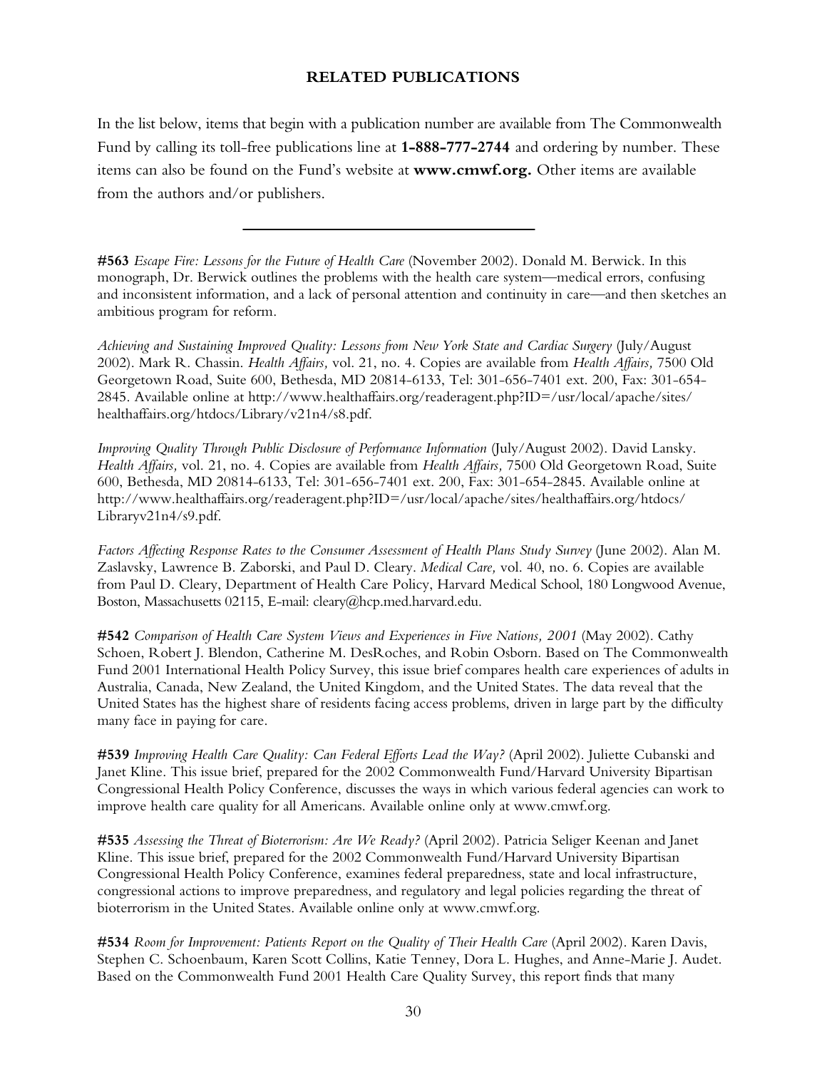## RELATED PUBLICATIONS

In the list below, items that begin with a publication number are available from The Commonwealth Fund by calling its toll-free publications line at **1-888-777-2744** and ordering by number. These items can also be found on the Fund's website at **www.cmwf.org.** Other items are available from the authors and/or publishers.

---

**#563** *Escape Fire: Lessons for the Future of Health Care* (November 2002). Donald M. Berwick. In this monograph, Dr. Berwick outlines the problems with the health care system—medical errors, confusing and inconsistent information, and a lack of personal attention and continuity in care—and then sketches an ambitious program for reform.

*Achieving and Sustaining Improved Quality: Lessons from New York State and Cardiac Surgery* (July/August 2002). Mark R. Chassin. *Health Affairs,* vol. 21, no. 4. Copies are available from *Health Affairs,* 7500 Old Georgetown Road, Suite 600, Bethesda, MD 20814-6133, Tel: 301-656-7401 ext. 200, Fax: 301-654-2845. Available online at http://www.healthaffairs.org/readeragent.php?ID=/usr/local/apache/sites/healthaffairs.org/htdocs/Library/v21n4/s8.pdf.

*Improving Quality Through Public Disclosure of Performance Information* (July/August 2002). David Lansky. *Health Affairs,* vol. 21, no. 4. Copies are available from *Health Affairs,* 7500 Old Georgetown Road, Suite 600, Bethesda, MD 20814-6133, Tel: 301-656-7401 ext. 200, Fax: 301-654-2845. Available online at http://www.healthaffairs.org/readeragent.php?ID=/usr/local/apache/sites/healthaffairs.org/htdocs/Libraryv21n4/s9.pdf.

*Factors Affecting Response Rates to the Consumer Assessment of Health Plans Study Survey* (June 2002). Alan M. Zaslavsky, Lawrence B. Zaborski, and Paul D. Cleary. *Medical Care,* vol. 40, no. 6. Copies are available from Paul D. Cleary, Department of Health Care Policy, Harvard Medical School, 180 Longwood Avenue, Boston, Massachusetts 02115, E-mail: cleary@hcp.med.harvard.edu.

**#542** *Comparison of Health Care System Views and Experiences in Five Nations, 2001* (May 2002). Cathy Schoen, Robert J. Blendon, Catherine M. DesRoches, and Robin Osborn. Based on The Commonwealth Fund 2001 International Health Policy Survey, this issue brief compares health care experiences of adults in Australia, Canada, New Zealand, the United Kingdom, and the United States. The data reveal that the United States has the highest share of residents facing access problems, driven in large part by the difficulty many face in paying for care.

**#539** *Improving Health Care Quality: Can Federal Efforts Lead the Way?* (April 2002). Juliette Cubanski and Janet Kline. This issue brief, prepared for the 2002 Commonwealth Fund/Harvard University Bipartisan Congressional Health Policy Conference, discusses the ways in which various federal agencies can work to improve health care quality for all Americans. Available online only at www.cmwf.org.

**#535** *Assessing the Threat of Bioterrorism: Are We Ready?* (April 2002). Patricia Seliger Keenan and Janet Kline. This issue brief, prepared for the 2002 Commonwealth Fund/Harvard University Bipartisan Congressional Health Policy Conference, examines federal preparedness, state and local infrastructure, congressional actions to improve preparedness, and regulatory and legal policies regarding the threat of bioterrorism in the United States. Available online only at www.cmwf.org.

**#534** *Room for Improvement: Patients Report on the Quality of Their Health Care* (April 2002). Karen Davis, Stephen C. Schoenbaum, Karen Scott Collins, Katie Tenney, Dora L. Hughes, and Anne-Marie J. Audet. Based on the Commonwealth Fund 2001 Health Care Quality Survey, this report finds that many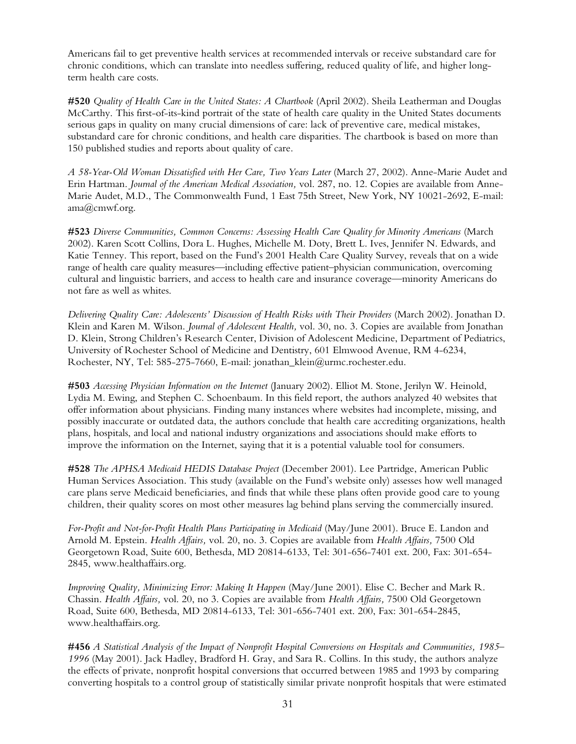Americans fail to get preventive health services at recommended intervals or receive substandard care for chronic conditions, which can translate into needless suffering, reduced quality of life, and higher long-term health care costs.

**#520** *Quality of Health Care in the United States: A Chartbook* (April 2002). Sheila Leatherman and Douglas McCarthy. This first-of-its-kind portrait of the state of health care quality in the United States documents serious gaps in quality on many crucial dimensions of care: lack of preventive care, medical mistakes, substandard care for chronic conditions, and health care disparities. The chartbook is based on more than 150 published studies and reports about quality of care.

*A 58-Year-Old Woman Dissatisfied with Her Care, Two Years Later* (March 27, 2002). Anne-Marie Audet and Erin Hartman. *Journal of the American Medical Association,* vol. 287, no. 12. Copies are available from Anne-Marie Audet, M.D., The Commonwealth Fund, 1 East 75th Street, New York, NY 10021-2692, E-mail: ama@cmwf.org.

**#523** *Diverse Communities, Common Concerns: Assessing Health Care Quality for Minority Americans* (March 2002). Karen Scott Collins, Dora L. Hughes, Michelle M. Doty, Brett L. Ives, Jennifer N. Edwards, and Katie Tenney. This report, based on the Fund's 2001 Health Care Quality Survey, reveals that on a wide range of health care quality measures—including effective patient–physician communication, overcoming cultural and linguistic barriers, and access to health care and insurance coverage—minority Americans do not fare as well as whites.

*Delivering Quality Care: Adolescents' Discussion of Health Risks with Their Providers* (March 2002). Jonathan D. Klein and Karen M. Wilson. *Journal of Adolescent Health,* vol. 30, no. 3. Copies are available from Jonathan D. Klein, Strong Children's Research Center, Division of Adolescent Medicine, Department of Pediatrics, University of Rochester School of Medicine and Dentistry, 601 Elmwood Avenue, RM 4-6234, Rochester, NY, Tel: 585-275-7660, E-mail: jonathan_klein@urmc.rochester.edu.

**#503** *Accessing Physician Information on the Internet* (January 2002). Elliot M. Stone, Jerilyn W. Heinold, Lydia M. Ewing, and Stephen C. Schoenbaum. In this field report, the authors analyzed 40 websites that offer information about physicians. Finding many instances where websites had incomplete, missing, and possibly inaccurate or outdated data, the authors conclude that health care accrediting organizations, health plans, hospitals, and local and national industry organizations and associations should make efforts to improve the information on the Internet, saying that it is a potential valuable tool for consumers.

**#528** *The APHSA Medicaid HEDIS Database Project* (December 2001). Lee Partridge, American Public Human Services Association. This study (available on the Fund's website only) assesses how well managed care plans serve Medicaid beneficiaries, and finds that while these plans often provide good care to young children, their quality scores on most other measures lag behind plans serving the commercially insured.

*For-Profit and Not-for-Profit Health Plans Participating in Medicaid* (May/June 2001). Bruce E. Landon and Arnold M. Epstein. *Health Affairs,* vol. 20, no. 3. Copies are available from *Health Affairs,* 7500 Old Georgetown Road, Suite 600, Bethesda, MD 20814-6133, Tel: 301-656-7401 ext. 200, Fax: 301-654-2845, www.healthaffairs.org.

*Improving Quality, Minimizing Error: Making It Happen* (May/June 2001). Elise C. Becher and Mark R. Chassin. *Health Affairs,* vol. 20, no 3. Copies are available from *Health Affairs,* 7500 Old Georgetown Road, Suite 600, Bethesda, MD 20814-6133, Tel: 301-656-7401 ext. 200, Fax: 301-654-2845, www.healthaffairs.org.

**#456** *A Statistical Analysis of the Impact of Nonprofit Hospital Conversions on Hospitals and Communities, 1985–1996* (May 2001). Jack Hadley, Bradford H. Gray, and Sara R. Collins. In this study, the authors analyze the effects of private, nonprofit hospital conversions that occurred between 1985 and 1993 by comparing converting hospitals to a control group of statistically similar private nonprofit hospitals that were estimated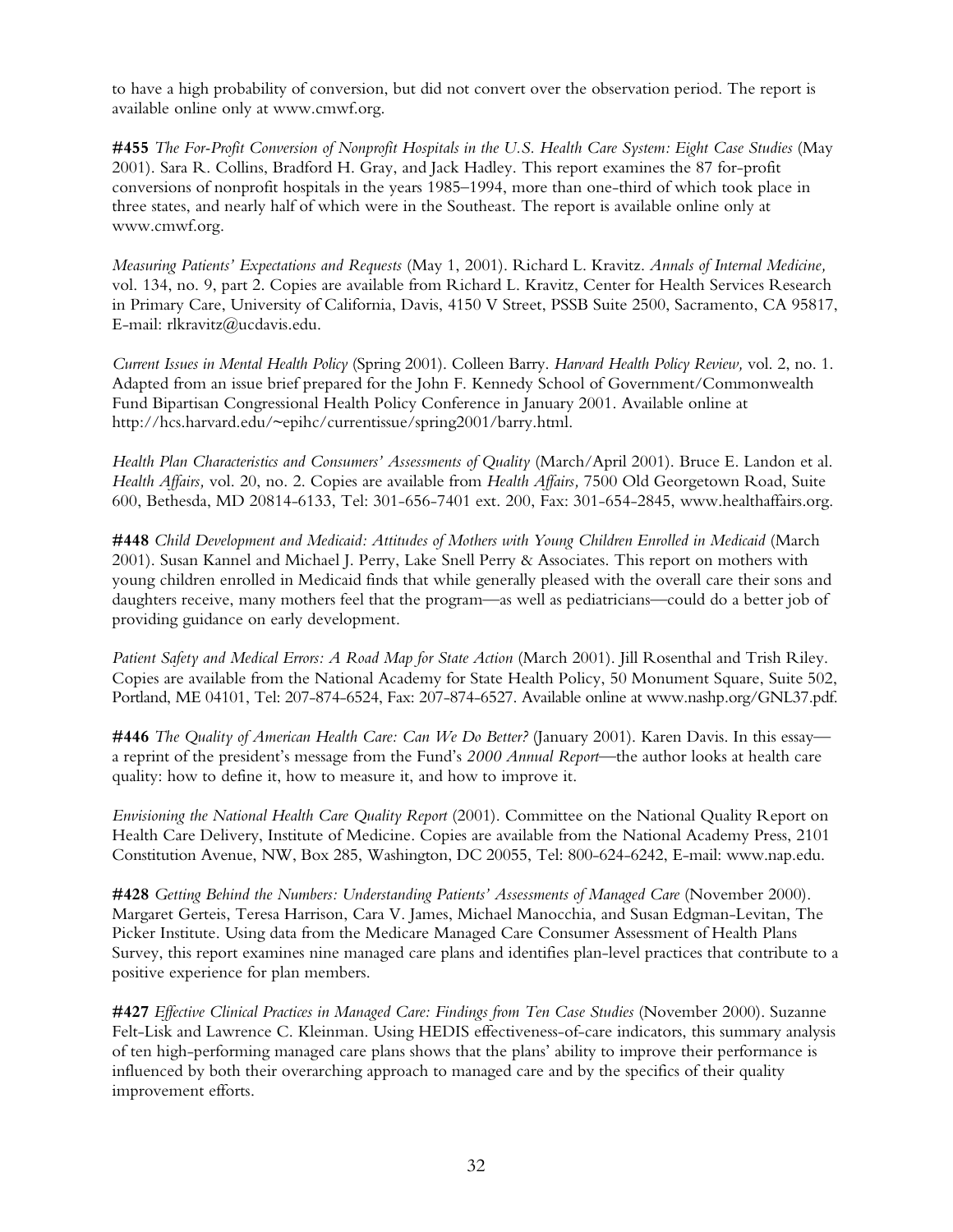to have a high probability of conversion, but did not convert over the observation period. The report is available online only at www.cmwf.org.

**#455** *The For-Profit Conversion of Nonprofit Hospitals in the U.S. Health Care System: Eight Case Studies* (May 2001). Sara R. Collins, Bradford H. Gray, and Jack Hadley. This report examines the 87 for-profit conversions of nonprofit hospitals in the years 1985–1994, more than one-third of which took place in three states, and nearly half of which were in the Southeast. The report is available online only at www.cmwf.org.

*Measuring Patients' Expectations and Requests* (May 1, 2001). Richard L. Kravitz. *Annals of Internal Medicine,* vol. 134, no. 9, part 2. Copies are available from Richard L. Kravitz, Center for Health Services Research in Primary Care, University of California, Davis, 4150 V Street, PSSB Suite 2500, Sacramento, CA 95817, E-mail: rlkravitz@ucdavis.edu.

*Current Issues in Mental Health Policy* (Spring 2001). Colleen Barry. *Harvard Health Policy Review,* vol. 2, no. 1. Adapted from an issue brief prepared for the John F. Kennedy School of Government/Commonwealth Fund Bipartisan Congressional Health Policy Conference in January 2001. Available online at http://hcs.harvard.edu/~epihc/currentissue/spring2001/barry.html.

*Health Plan Characteristics and Consumers' Assessments of Quality* (March/April 2001). Bruce E. Landon et al. *Health Affairs,* vol. 20, no. 2. Copies are available from *Health Affairs,* 7500 Old Georgetown Road, Suite 600, Bethesda, MD 20814-6133, Tel: 301-656-7401 ext. 200, Fax: 301-654-2845, www.healthaffairs.org.

**#448** *Child Development and Medicaid: Attitudes of Mothers with Young Children Enrolled in Medicaid* (March 2001). Susan Kannel and Michael J. Perry, Lake Snell Perry & Associates. This report on mothers with young children enrolled in Medicaid finds that while generally pleased with the overall care their sons and daughters receive, many mothers feel that the program—as well as pediatricians—could do a better job of providing guidance on early development.

*Patient Safety and Medical Errors: A Road Map for State Action* (March 2001). Jill Rosenthal and Trish Riley. Copies are available from the National Academy for State Health Policy, 50 Monument Square, Suite 502, Portland, ME 04101, Tel: 207-874-6524, Fax: 207-874-6527. Available online at www.nashp.org/GNL37.pdf.

**#446** *The Quality of American Health Care: Can We Do Better?* (January 2001). Karen Davis. In this essay—a reprint of the president's message from the Fund's *2000 Annual Report*—the author looks at health care quality: how to define it, how to measure it, and how to improve it.

*Envisioning the National Health Care Quality Report* (2001). Committee on the National Quality Report on Health Care Delivery, Institute of Medicine. Copies are available from the National Academy Press, 2101 Constitution Avenue, NW, Box 285, Washington, DC 20055, Tel: 800-624-6242, E-mail: www.nap.edu.

**#428** *Getting Behind the Numbers: Understanding Patients' Assessments of Managed Care* (November 2000). Margaret Gerteis, Teresa Harrison, Cara V. James, Michael Manocchia, and Susan Edgman-Levitan, The Picker Institute. Using data from the Medicare Managed Care Consumer Assessment of Health Plans Survey, this report examines nine managed care plans and identifies plan-level practices that contribute to a positive experience for plan members.

**#427** *Effective Clinical Practices in Managed Care: Findings from Ten Case Studies* (November 2000). Suzanne Felt-Lisk and Lawrence C. Kleinman. Using HEDIS effectiveness-of-care indicators, this summary analysis of ten high-performing managed care plans shows that the plans' ability to improve their performance is influenced by both their overarching approach to managed care and by the specifics of their quality improvement efforts.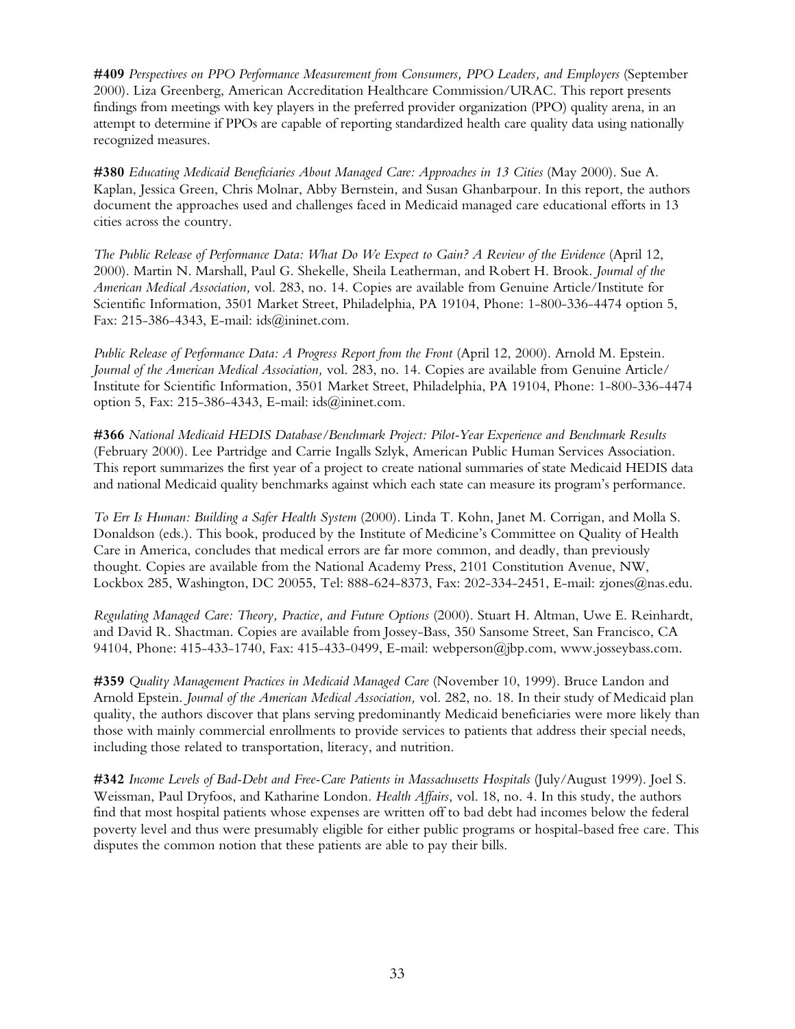**#409** *Perspectives on PPO Performance Measurement from Consumers, PPO Leaders, and Employers* (September 2000). Liza Greenberg, American Accreditation Healthcare Commission/URAC. This report presents findings from meetings with key players in the preferred provider organization (PPO) quality arena, in an attempt to determine if PPOs are capable of reporting standardized health care quality data using nationally recognized measures.

**#380** *Educating Medicaid Beneficiaries About Managed Care: Approaches in 13 Cities* (May 2000). Sue A. Kaplan, Jessica Green, Chris Molnar, Abby Bernstein, and Susan Ghanbarpour. In this report, the authors document the approaches used and challenges faced in Medicaid managed care educational efforts in 13 cities across the country.

*The Public Release of Performance Data: What Do We Expect to Gain? A Review of the Evidence* (April 12, 2000). Martin N. Marshall, Paul G. Shekelle, Sheila Leatherman, and Robert H. Brook. *Journal of the American Medical Association,* vol. 283, no. 14. Copies are available from Genuine Article/Institute for Scientific Information, 3501 Market Street, Philadelphia, PA 19104, Phone: 1-800-336-4474 option 5, Fax: 215-386-4343, E-mail: ids@ininet.com.

*Public Release of Performance Data: A Progress Report from the Front* (April 12, 2000). Arnold M. Epstein. *Journal of the American Medical Association,* vol. 283, no. 14. Copies are available from Genuine Article/Institute for Scientific Information, 3501 Market Street, Philadelphia, PA 19104, Phone: 1-800-336-4474 option 5, Fax: 215-386-4343, E-mail: ids@ininet.com.

**#366** *National Medicaid HEDIS Database/Benchmark Project: Pilot-Year Experience and Benchmark Results* (February 2000). Lee Partridge and Carrie Ingalls Szlyk, American Public Human Services Association. This report summarizes the first year of a project to create national summaries of state Medicaid HEDIS data and national Medicaid quality benchmarks against which each state can measure its program's performance.

*To Err Is Human: Building a Safer Health System* (2000). Linda T. Kohn, Janet M. Corrigan, and Molla S. Donaldson (eds.). This book, produced by the Institute of Medicine's Committee on Quality of Health Care in America, concludes that medical errors are far more common, and deadly, than previously thought. Copies are available from the National Academy Press, 2101 Constitution Avenue, NW, Lockbox 285, Washington, DC 20055, Tel: 888-624-8373, Fax: 202-334-2451, E-mail: zjones@nas.edu.

*Regulating Managed Care: Theory, Practice, and Future Options* (2000). Stuart H. Altman, Uwe E. Reinhardt, and David R. Shactman. Copies are available from Jossey-Bass, 350 Sansome Street, San Francisco, CA 94104, Phone: 415-433-1740, Fax: 415-433-0499, E-mail: webperson@jbp.com, www.josseybass.com.

**#359** *Quality Management Practices in Medicaid Managed Care* (November 10, 1999). Bruce Landon and Arnold Epstein. *Journal of the American Medical Association,* vol. 282, no. 18. In their study of Medicaid plan quality, the authors discover that plans serving predominantly Medicaid beneficiaries were more likely than those with mainly commercial enrollments to provide services to patients that address their special needs, including those related to transportation, literacy, and nutrition.

**#342** *Income Levels of Bad-Debt and Free-Care Patients in Massachusetts Hospitals* (July/August 1999). Joel S. Weissman, Paul Dryfoos, and Katharine London. *Health Affairs,* vol. 18, no. 4. In this study, the authors find that most hospital patients whose expenses are written off to bad debt had incomes below the federal poverty level and thus were presumably eligible for either public programs or hospital-based free care. This disputes the common notion that these patients are able to pay their bills.